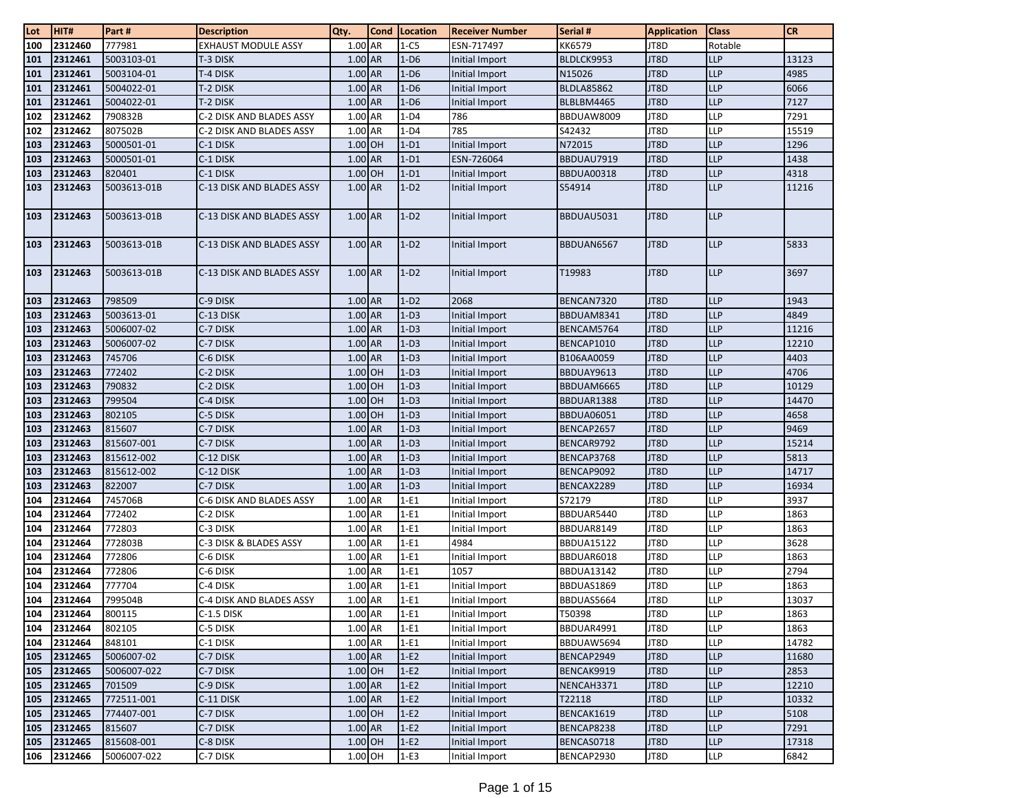| Lot | HIT# | Part # | Description | Qty. | Cond | Location | Receiver Number | Serial # | Application | Class | CR |
|---|---|---|---|---|---|---|---|---|---|---|---|
| 100 | 2312460 | 777981 | EXHAUST MODULE ASSY | 1.00 | AR | 1-C5 | ESN-717497 | KK6579 | JT8D | Rotable | |
| 101 | 2312461 | 5003103-01 | T-3 DISK | 1.00 | AR | 1-D6 | Initial Import | BLDLCK9953 | JT8D | LLP | 13123 |
| 101 | 2312461 | 5003104-01 | T-4 DISK | 1.00 | AR | 1-D6 | Initial Import | N15026 | JT8D | LLP | 4985 |
| 101 | 2312461 | 5004022-01 | T-2 DISK | 1.00 | AR | 1-D6 | Initial Import | BLDLA85862 | JT8D | LLP | 6066 |
| 101 | 2312461 | 5004022-01 | T-2 DISK | 1.00 | AR | 1-D6 | Initial Import | BLBLBM4465 | JT8D | LLP | 7127 |
| 102 | 2312462 | 790832B | C-2 DISK AND BLADES ASSY | 1.00 | AR | 1-D4 | 786 | BBDUAW8009 | JT8D | LLP | 7291 |
| 102 | 2312462 | 807502B | C-2 DISK AND BLADES ASSY | 1.00 | AR | 1-D4 | 785 | S42432 | JT8D | LLP | 15519 |
| 103 | 2312463 | 5000501-01 | C-1 DISK | 1.00 | OH | 1-D1 | Initial Import | N72015 | JT8D | LLP | 1296 |
| 103 | 2312463 | 5000501-01 | C-1 DISK | 1.00 | AR | 1-D1 | ESN-726064 | BBDUAU7919 | JT8D | LLP | 1438 |
| 103 | 2312463 | 820401 | C-1 DISK | 1.00 | OH | 1-D1 | Initial Import | BBDUA00318 | JT8D | LLP | 4318 |
| 103 | 2312463 | 5003613-01B | C-13 DISK AND BLADES ASSY | 1.00 | AR | 1-D2 | Initial Import | S54914 | JT8D | LLP | 11216 |
| 103 | 2312463 | 5003613-01B | C-13 DISK AND BLADES ASSY | 1.00 | AR | 1-D2 | Initial Import | BBDUAU5031 | JT8D | LLP | |
| 103 | 2312463 | 5003613-01B | C-13 DISK AND BLADES ASSY | 1.00 | AR | 1-D2 | Initial Import | BBDUAN6567 | JT8D | LLP | 5833 |
| 103 | 2312463 | 5003613-01B | C-13 DISK AND BLADES ASSY | 1.00 | AR | 1-D2 | Initial Import | T19983 | JT8D | LLP | 3697 |
| 103 | 2312463 | 798509 | C-9 DISK | 1.00 | AR | 1-D2 | 2068 | BENCAN7320 | JT8D | LLP | 1943 |
| 103 | 2312463 | 5003613-01 | C-13 DISK | 1.00 | AR | 1-D3 | Initial Import | BBDUAM8341 | JT8D | LLP | 4849 |
| 103 | 2312463 | 5006007-02 | C-7 DISK | 1.00 | AR | 1-D3 | Initial Import | BENCAM5764 | JT8D | LLP | 11216 |
| 103 | 2312463 | 5006007-02 | C-7 DISK | 1.00 | AR | 1-D3 | Initial Import | BENCAP1010 | JT8D | LLP | 12210 |
| 103 | 2312463 | 745706 | C-6 DISK | 1.00 | AR | 1-D3 | Initial Import | B106AA0059 | JT8D | LLP | 4403 |
| 103 | 2312463 | 772402 | C-2 DISK | 1.00 | OH | 1-D3 | Initial Import | BBDUAY9613 | JT8D | LLP | 4706 |
| 103 | 2312463 | 790832 | C-2 DISK | 1.00 | OH | 1-D3 | Initial Import | BBDUAM6665 | JT8D | LLP | 10129 |
| 103 | 2312463 | 799504 | C-4 DISK | 1.00 | OH | 1-D3 | Initial Import | BBDUAR1388 | JT8D | LLP | 14470 |
| 103 | 2312463 | 802105 | C-5 DISK | 1.00 | OH | 1-D3 | Initial Import | BBDUA06051 | JT8D | LLP | 4658 |
| 103 | 2312463 | 815607 | C-7 DISK | 1.00 | AR | 1-D3 | Initial Import | BENCAP2657 | JT8D | LLP | 9469 |
| 103 | 2312463 | 815607-001 | C-7 DISK | 1.00 | AR | 1-D3 | Initial Import | BENCAR9792 | JT8D | LLP | 15214 |
| 103 | 2312463 | 815612-002 | C-12 DISK | 1.00 | AR | 1-D3 | Initial Import | BENCAP3768 | JT8D | LLP | 5813 |
| 103 | 2312463 | 815612-002 | C-12 DISK | 1.00 | AR | 1-D3 | Initial Import | BENCAP9092 | JT8D | LLP | 14717 |
| 103 | 2312463 | 822007 | C-7 DISK | 1.00 | AR | 1-D3 | Initial Import | BENCAX2289 | JT8D | LLP | 16934 |
| 104 | 2312464 | 745706B | C-6 DISK AND BLADES ASSY | 1.00 | AR | 1-E1 | Initial Import | S72179 | JT8D | LLP | 3937 |
| 104 | 2312464 | 772402 | C-2 DISK | 1.00 | AR | 1-E1 | Initial Import | BBDUAR5440 | JT8D | LLP | 1863 |
| 104 | 2312464 | 772803 | C-3 DISK | 1.00 | AR | 1-E1 | Initial Import | BBDUAR8149 | JT8D | LLP | 1863 |
| 104 | 2312464 | 772803B | C-3 DISK & BLADES ASSY | 1.00 | AR | 1-E1 | 4984 | BBDUA15122 | JT8D | LLP | 3628 |
| 104 | 2312464 | 772806 | C-6 DISK | 1.00 | AR | 1-E1 | Initial Import | BBDUAR6018 | JT8D | LLP | 1863 |
| 104 | 2312464 | 772806 | C-6 DISK | 1.00 | AR | 1-E1 | 1057 | BBDUA13142 | JT8D | LLP | 2794 |
| 104 | 2312464 | 777704 | C-4 DISK | 1.00 | AR | 1-E1 | Initial Import | BBDUAS1869 | JT8D | LLP | 1863 |
| 104 | 2312464 | 799504B | C-4 DISK AND BLADES ASSY | 1.00 | AR | 1-E1 | Initial Import | BBDUAS5664 | JT8D | LLP | 13037 |
| 104 | 2312464 | 800115 | C-1.5 DISK | 1.00 | AR | 1-E1 | Initial Import | T50398 | JT8D | LLP | 1863 |
| 104 | 2312464 | 802105 | C-5 DISK | 1.00 | AR | 1-E1 | Initial Import | BBDUAR4991 | JT8D | LLP | 1863 |
| 104 | 2312464 | 848101 | C-1 DISK | 1.00 | AR | 1-E1 | Initial Import | BBDUAW5694 | JT8D | LLP | 14782 |
| 105 | 2312465 | 5006007-02 | C-7 DISK | 1.00 | AR | 1-E2 | Initial Import | BENCAP2949 | JT8D | LLP | 11680 |
| 105 | 2312465 | 5006007-022 | C-7 DISK | 1.00 | OH | 1-E2 | Initial Import | BENCAK9919 | JT8D | LLP | 2853 |
| 105 | 2312465 | 701509 | C-9 DISK | 1.00 | AR | 1-E2 | Initial Import | NENCAH3371 | JT8D | LLP | 12210 |
| 105 | 2312465 | 772511-001 | C-11 DISK | 1.00 | AR | 1-E2 | Initial Import | T22118 | JT8D | LLP | 10332 |
| 105 | 2312465 | 774407-001 | C-7 DISK | 1.00 | OH | 1-E2 | Initial Import | BENCAK1619 | JT8D | LLP | 5108 |
| 105 | 2312465 | 815607 | C-7 DISK | 1.00 | AR | 1-E2 | Initial Import | BENCAP8238 | JT8D | LLP | 7291 |
| 105 | 2312465 | 815608-001 | C-8 DISK | 1.00 | OH | 1-E2 | Initial Import | BENCAS0718 | JT8D | LLP | 17318 |
| 106 | 2312466 | 5006007-022 | C-7 DISK | 1.00 | OH | 1-E3 | Initial Import | BENCAP2930 | JT8D | LLP | 6842 |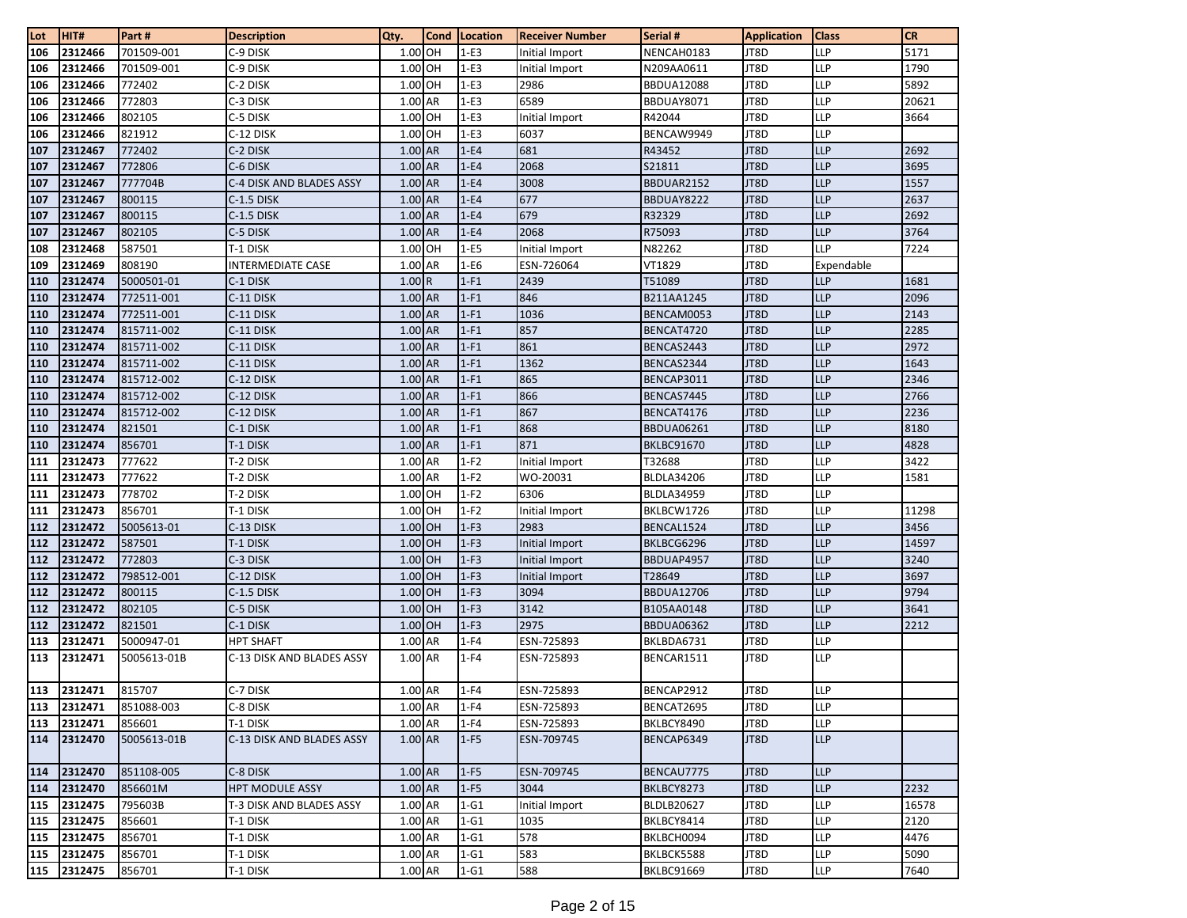| Lot | HIT# | Part # | Description | Qty. | Cond | Location | Receiver Number | Serial # | Application | Class | CR |
|---|---|---|---|---|---|---|---|---|---|---|---|
| 106 | 2312466 | 701509-001 | C-9 DISK | 1.00 | OH | 1-E3 | Initial Import | NENCAH0183 | JT8D | LLP | 5171 |
| 106 | 2312466 | 701509-001 | C-9 DISK | 1.00 | OH | 1-E3 | Initial Import | N209AA0611 | JT8D | LLP | 1790 |
| 106 | 2312466 | 772402 | C-2 DISK | 1.00 | OH | 1-E3 | 2986 | BBDUA12088 | JT8D | LLP | 5892 |
| 106 | 2312466 | 772803 | C-3 DISK | 1.00 | AR | 1-E3 | 6589 | BBDUAY8071 | JT8D | LLP | 20621 |
| 106 | 2312466 | 802105 | C-5 DISK | 1.00 | OH | 1-E3 | Initial Import | R42044 | JT8D | LLP | 3664 |
| 106 | 2312466 | 821912 | C-12 DISK | 1.00 | OH | 1-E3 | 6037 | BENCAW9949 | JT8D | LLP | |
| 107 | 2312467 | 772402 | C-2 DISK | 1.00 | AR | 1-E4 | 681 | R43452 | JT8D | LLP | 2692 |
| 107 | 2312467 | 772806 | C-6 DISK | 1.00 | AR | 1-E4 | 2068 | S21811 | JT8D | LLP | 3695 |
| 107 | 2312467 | 777704B | C-4 DISK AND BLADES ASSY | 1.00 | AR | 1-E4 | 3008 | BBDUAR2152 | JT8D | LLP | 1557 |
| 107 | 2312467 | 800115 | C-1.5 DISK | 1.00 | AR | 1-E4 | 677 | BBDUAY8222 | JT8D | LLP | 2637 |
| 107 | 2312467 | 800115 | C-1.5 DISK | 1.00 | AR | 1-E4 | 679 | R32329 | JT8D | LLP | 2692 |
| 107 | 2312467 | 802105 | C-5 DISK | 1.00 | AR | 1-E4 | 2068 | R75093 | JT8D | LLP | 3764 |
| 108 | 2312468 | 587501 | T-1 DISK | 1.00 | OH | 1-E5 | Initial Import | N82262 | JT8D | LLP | 7224 |
| 109 | 2312469 | 808190 | INTERMEDIATE CASE | 1.00 | AR | 1-E6 | ESN-726064 | VT1829 | JT8D | Expendable | |
| 110 | 2312474 | 5000501-01 | C-1 DISK | 1.00 | R | 1-F1 | 2439 | T51089 | JT8D | LLP | 1681 |
| 110 | 2312474 | 772511-001 | C-11 DISK | 1.00 | AR | 1-F1 | 846 | B211AA1245 | JT8D | LLP | 2096 |
| 110 | 2312474 | 772511-001 | C-11 DISK | 1.00 | AR | 1-F1 | 1036 | BENCAM0053 | JT8D | LLP | 2143 |
| 110 | 2312474 | 815711-002 | C-11 DISK | 1.00 | AR | 1-F1 | 857 | BENCAT4720 | JT8D | LLP | 2285 |
| 110 | 2312474 | 815711-002 | C-11 DISK | 1.00 | AR | 1-F1 | 861 | BENCAS2443 | JT8D | LLP | 2972 |
| 110 | 2312474 | 815711-002 | C-11 DISK | 1.00 | AR | 1-F1 | 1362 | BENCAS2344 | JT8D | LLP | 1643 |
| 110 | 2312474 | 815712-002 | C-12 DISK | 1.00 | AR | 1-F1 | 865 | BENCAP3011 | JT8D | LLP | 2346 |
| 110 | 2312474 | 815712-002 | C-12 DISK | 1.00 | AR | 1-F1 | 866 | BENCAS7445 | JT8D | LLP | 2766 |
| 110 | 2312474 | 815712-002 | C-12 DISK | 1.00 | AR | 1-F1 | 867 | BENCAT4176 | JT8D | LLP | 2236 |
| 110 | 2312474 | 821501 | C-1 DISK | 1.00 | AR | 1-F1 | 868 | BBDUA06261 | JT8D | LLP | 8180 |
| 110 | 2312474 | 856701 | T-1 DISK | 1.00 | AR | 1-F1 | 871 | BKLBC91670 | JT8D | LLP | 4828 |
| 111 | 2312473 | 777622 | T-2 DISK | 1.00 | AR | 1-F2 | Initial Import | T32688 | JT8D | LLP | 3422 |
| 111 | 2312473 | 777622 | T-2 DISK | 1.00 | AR | 1-F2 | WO-20031 | BLDLA34206 | JT8D | LLP | 1581 |
| 111 | 2312473 | 778702 | T-2 DISK | 1.00 | OH | 1-F2 | 6306 | BLDLA34959 | JT8D | LLP | |
| 111 | 2312473 | 856701 | T-1 DISK | 1.00 | OH | 1-F2 | Initial Import | BKLBCW1726 | JT8D | LLP | 11298 |
| 112 | 2312472 | 5005613-01 | C-13 DISK | 1.00 | OH | 1-F3 | 2983 | BENCAL1524 | JT8D | LLP | 3456 |
| 112 | 2312472 | 587501 | T-1 DISK | 1.00 | OH | 1-F3 | Initial Import | BKLBCG6296 | JT8D | LLP | 14597 |
| 112 | 2312472 | 772803 | C-3 DISK | 1.00 | OH | 1-F3 | Initial Import | BBDUAP4957 | JT8D | LLP | 3240 |
| 112 | 2312472 | 798512-001 | C-12 DISK | 1.00 | OH | 1-F3 | Initial Import | T28649 | JT8D | LLP | 3697 |
| 112 | 2312472 | 800115 | C-1.5 DISK | 1.00 | OH | 1-F3 | 3094 | BBDUA12706 | JT8D | LLP | 9794 |
| 112 | 2312472 | 802105 | C-5 DISK | 1.00 | OH | 1-F3 | 3142 | B105AA0148 | JT8D | LLP | 3641 |
| 112 | 2312472 | 821501 | C-1 DISK | 1.00 | OH | 1-F3 | 2975 | BBDUA06362 | JT8D | LLP | 2212 |
| 113 | 2312471 | 5000947-01 | HPT SHAFT | 1.00 | AR | 1-F4 | ESN-725893 | BKLBDA6731 | JT8D | LLP | |
| 113 | 2312471 | 5005613-01B | C-13 DISK AND BLADES ASSY | 1.00 | AR | 1-F4 | ESN-725893 | BENCAR1511 | JT8D | LLP | |
| 113 | 2312471 | 815707 | C-7 DISK | 1.00 | AR | 1-F4 | ESN-725893 | BENCAP2912 | JT8D | LLP | |
| 113 | 2312471 | 851088-003 | C-8 DISK | 1.00 | AR | 1-F4 | ESN-725893 | BENCAT2695 | JT8D | LLP | |
| 113 | 2312471 | 856601 | T-1 DISK | 1.00 | AR | 1-F4 | ESN-725893 | BKLBCY8490 | JT8D | LLP | |
| 114 | 2312470 | 5005613-01B | C-13 DISK AND BLADES ASSY | 1.00 | AR | 1-F5 | ESN-709745 | BENCAP6349 | JT8D | LLP | |
| 114 | 2312470 | 851108-005 | C-8 DISK | 1.00 | AR | 1-F5 | ESN-709745 | BENCAU7775 | JT8D | LLP | |
| 114 | 2312470 | 856601M | HPT MODULE ASSY | 1.00 | AR | 1-F5 | 3044 | BKLBCY8273 | JT8D | LLP | 2232 |
| 115 | 2312475 | 795603B | T-3 DISK AND BLADES ASSY | 1.00 | AR | 1-G1 | Initial Import | BLDLB20627 | JT8D | LLP | 16578 |
| 115 | 2312475 | 856601 | T-1 DISK | 1.00 | AR | 1-G1 | 1035 | BKLBCY8414 | JT8D | LLP | 2120 |
| 115 | 2312475 | 856701 | T-1 DISK | 1.00 | AR | 1-G1 | 578 | BKLBCH0094 | JT8D | LLP | 4476 |
| 115 | 2312475 | 856701 | T-1 DISK | 1.00 | AR | 1-G1 | 583 | BKLBCK5588 | JT8D | LLP | 5090 |
| 115 | 2312475 | 856701 | T-1 DISK | 1.00 | AR | 1-G1 | 588 | BKLBC91669 | JT8D | LLP | 7640 |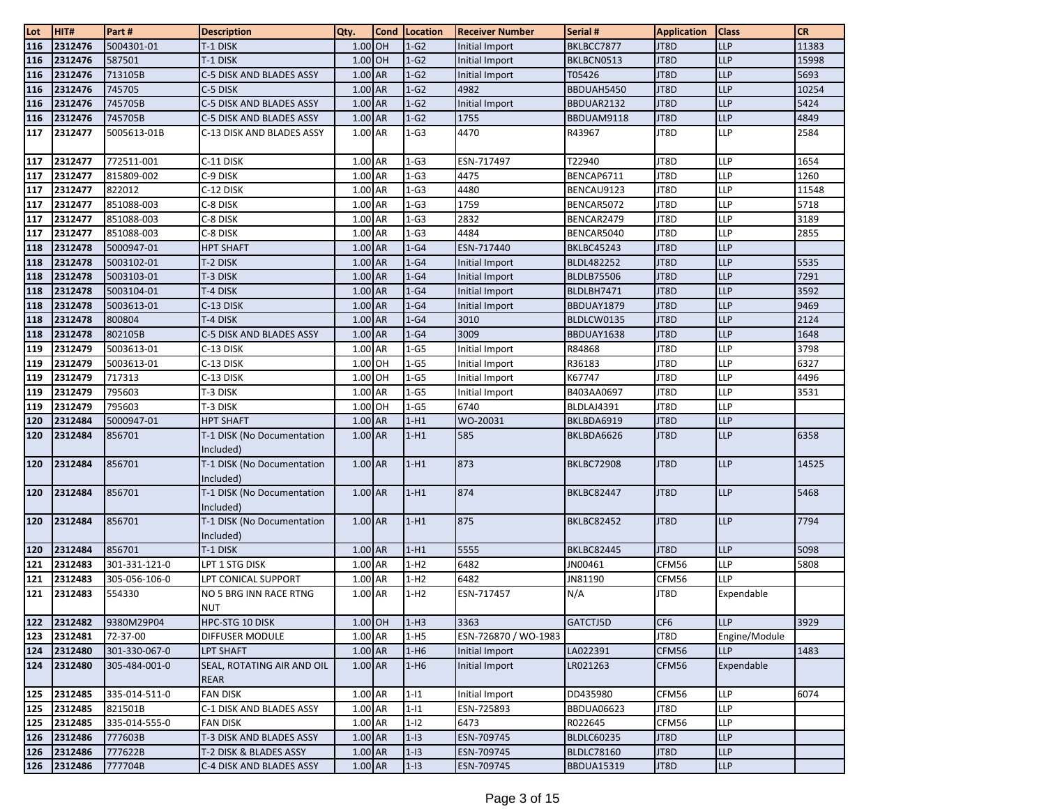| Lot | HIT# | Part # | Description | Qty. | Cond | Location | Receiver Number | Serial # | Application | Class | CR |
|---|---|---|---|---|---|---|---|---|---|---|---|
| 116 | 2312476 | 5004301-01 | T-1 DISK | 1.00 | OH | 1-G2 | Initial Import | BKLBCC7877 | JT8D | LLP | 11383 |
| 116 | 2312476 | 587501 | T-1 DISK | 1.00 | OH | 1-G2 | Initial Import | BKLBCN0513 | JT8D | LLP | 15998 |
| 116 | 2312476 | 713105B | C-5 DISK AND BLADES ASSY | 1.00 | AR | 1-G2 | Initial Import | T05426 | JT8D | LLP | 5693 |
| 116 | 2312476 | 745705 | C-5 DISK | 1.00 | AR | 1-G2 | 4982 | BBDUAH5450 | JT8D | LLP | 10254 |
| 116 | 2312476 | 745705B | C-5 DISK AND BLADES ASSY | 1.00 | AR | 1-G2 | Initial Import | BBDUAR2132 | JT8D | LLP | 5424 |
| 116 | 2312476 | 745705B | C-5 DISK AND BLADES ASSY | 1.00 | AR | 1-G2 | 1755 | BBDUAM9118 | JT8D | LLP | 4849 |
| 117 | 2312477 | 5005613-01B | C-13 DISK AND BLADES ASSY | 1.00 | AR | 1-G3 | 4470 | R43967 | JT8D | LLP | 2584 |
| 117 | 2312477 | 772511-001 | C-11 DISK | 1.00 | AR | 1-G3 | ESN-717497 | T22940 | JT8D | LLP | 1654 |
| 117 | 2312477 | 815809-002 | C-9 DISK | 1.00 | AR | 1-G3 | 4475 | BENCAP6711 | JT8D | LLP | 1260 |
| 117 | 2312477 | 822012 | C-12 DISK | 1.00 | AR | 1-G3 | 4480 | BENCAU9123 | JT8D | LLP | 11548 |
| 117 | 2312477 | 851088-003 | C-8 DISK | 1.00 | AR | 1-G3 | 1759 | BENCAR5072 | JT8D | LLP | 5718 |
| 117 | 2312477 | 851088-003 | C-8 DISK | 1.00 | AR | 1-G3 | 2832 | BENCAR2479 | JT8D | LLP | 3189 |
| 117 | 2312477 | 851088-003 | C-8 DISK | 1.00 | AR | 1-G3 | 4484 | BENCAR5040 | JT8D | LLP | 2855 |
| 118 | 2312478 | 5000947-01 | HPT SHAFT | 1.00 | AR | 1-G4 | ESN-717440 | BKLBC45243 | JT8D | LLP | |
| 118 | 2312478 | 5003102-01 | T-2 DISK | 1.00 | AR | 1-G4 | Initial Import | BLDL482252 | JT8D | LLP | 5535 |
| 118 | 2312478 | 5003103-01 | T-3 DISK | 1.00 | AR | 1-G4 | Initial Import | BLDLB75506 | JT8D | LLP | 7291 |
| 118 | 2312478 | 5003104-01 | T-4 DISK | 1.00 | AR | 1-G4 | Initial Import | BLDLBH7471 | JT8D | LLP | 3592 |
| 118 | 2312478 | 5003613-01 | C-13 DISK | 1.00 | AR | 1-G4 | Initial Import | BBDUAY1879 | JT8D | LLP | 9469 |
| 118 | 2312478 | 800804 | T-4 DISK | 1.00 | AR | 1-G4 | 3010 | BLDLCW0135 | JT8D | LLP | 2124 |
| 118 | 2312478 | 802105B | C-5 DISK AND BLADES ASSY | 1.00 | AR | 1-G4 | 3009 | BBDUAY1638 | JT8D | LLP | 1648 |
| 119 | 2312479 | 5003613-01 | C-13 DISK | 1.00 | AR | 1-G5 | Initial Import | R84868 | JT8D | LLP | 3798 |
| 119 | 2312479 | 5003613-01 | C-13 DISK | 1.00 | OH | 1-G5 | Initial Import | R36183 | JT8D | LLP | 6327 |
| 119 | 2312479 | 717313 | C-13 DISK | 1.00 | OH | 1-G5 | Initial Import | K67747 | JT8D | LLP | 4496 |
| 119 | 2312479 | 795603 | T-3 DISK | 1.00 | AR | 1-G5 | Initial Import | B403AA0697 | JT8D | LLP | 3531 |
| 119 | 2312479 | 795603 | T-3 DISK | 1.00 | OH | 1-G5 | 6740 | BLDLAJ4391 | JT8D | LLP | |
| 120 | 2312484 | 5000947-01 | HPT SHAFT | 1.00 | AR | 1-H1 | WO-20031 | BKLBDA6919 | JT8D | LLP | |
| 120 | 2312484 | 856701 | T-1 DISK (No Documentation Included) | 1.00 | AR | 1-H1 | 585 | BKLBDA6626 | JT8D | LLP | 6358 |
| 120 | 2312484 | 856701 | T-1 DISK (No Documentation Included) | 1.00 | AR | 1-H1 | 873 | BKLBC72908 | JT8D | LLP | 14525 |
| 120 | 2312484 | 856701 | T-1 DISK (No Documentation Included) | 1.00 | AR | 1-H1 | 874 | BKLBC82447 | JT8D | LLP | 5468 |
| 120 | 2312484 | 856701 | T-1 DISK (No Documentation Included) | 1.00 | AR | 1-H1 | 875 | BKLBC82452 | JT8D | LLP | 7794 |
| 120 | 2312484 | 856701 | T-1 DISK | 1.00 | AR | 1-H1 | 5555 | BKLBC82445 | JT8D | LLP | 5098 |
| 121 | 2312483 | 301-331-121-0 | LPT 1 STG DISK | 1.00 | AR | 1-H2 | 6482 | JN00461 | CFM56 | LLP | 5808 |
| 121 | 2312483 | 305-056-106-0 | LPT CONICAL SUPPORT | 1.00 | AR | 1-H2 | 6482 | JN81190 | CFM56 | LLP | |
| 121 | 2312483 | 554330 | NO 5 BRG INN RACE RTNG NUT | 1.00 | AR | 1-H2 | ESN-717457 | N/A | JT8D | Expendable | |
| 122 | 2312482 | 9380M29P04 | HPC-STG 10 DISK | 1.00 | OH | 1-H3 | 3363 | GATCTJ5D | CF6 | LLP | 3929 |
| 123 | 2312481 | 72-37-00 | DIFFUSER MODULE | 1.00 | AR | 1-H5 | ESN-726870 / WO-1983 | | JT8D | Engine/Module | |
| 124 | 2312480 | 301-330-067-0 | LPT SHAFT | 1.00 | AR | 1-H6 | Initial Import | LA022391 | CFM56 | LLP | 1483 |
| 124 | 2312480 | 305-484-001-0 | SEAL, ROTATING AIR AND OIL REAR | 1.00 | AR | 1-H6 | Initial Import | LR021263 | CFM56 | Expendable | |
| 125 | 2312485 | 335-014-511-0 | FAN DISK | 1.00 | AR | 1-I1 | Initial Import | DD435980 | CFM56 | LLP | 6074 |
| 125 | 2312485 | 821501B | C-1 DISK AND BLADES ASSY | 1.00 | AR | 1-I1 | ESN-725893 | BBDUA06623 | JT8D | LLP | |
| 125 | 2312485 | 335-014-555-0 | FAN DISK | 1.00 | AR | 1-I2 | 6473 | R022645 | CFM56 | LLP | |
| 126 | 2312486 | 777603B | T-3 DISK AND BLADES ASSY | 1.00 | AR | 1-I3 | ESN-709745 | BLDLC60235 | JT8D | LLP | |
| 126 | 2312486 | 777622B | T-2 DISK & BLADES ASSY | 1.00 | AR | 1-I3 | ESN-709745 | BLDLC78160 | JT8D | LLP | |
| 126 | 2312486 | 777704B | C-4 DISK AND BLADES ASSY | 1.00 | AR | 1-I3 | ESN-709745 | BBDUA15319 | JT8D | LLP | |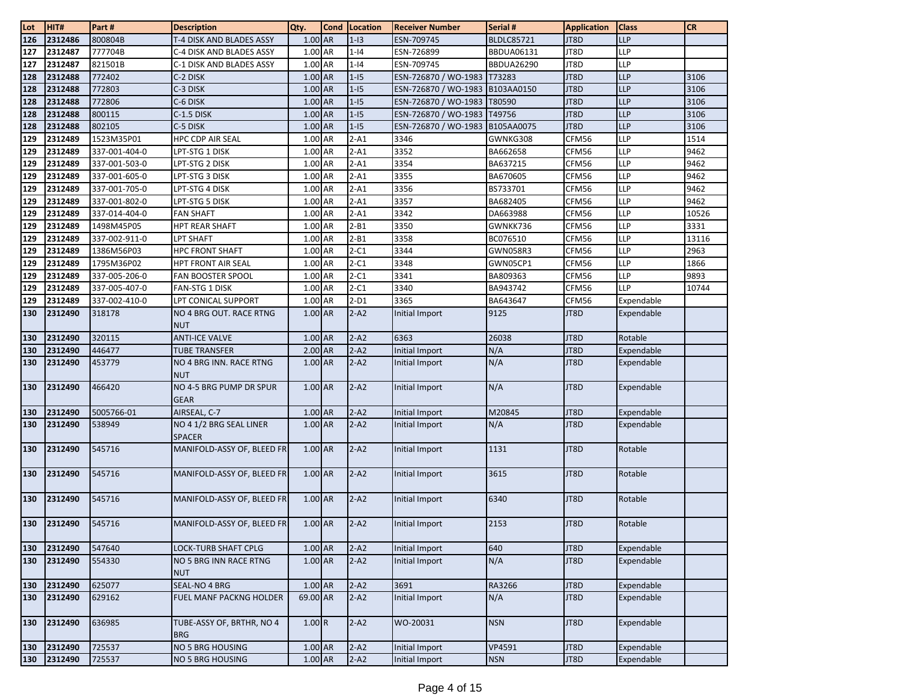| Lot | HIT# | Part # | Description | Qty. | Cond | Location | Receiver Number | Serial # | Application | Class | CR |
|---|---|---|---|---|---|---|---|---|---|---|---|
| 126 | 2312486 | 800804B | T-4 DISK AND BLADES ASSY | 1.00 | AR | 1-I3 | ESN-709745 | BLDLC85721 | JT8D | LLP | |
| 127 | 2312487 | 777704B | C-4 DISK AND BLADES ASSY | 1.00 | AR | 1-I4 | ESN-726899 | BBDUA06131 | JT8D | LLP | |
| 127 | 2312487 | 821501B | C-1 DISK AND BLADES ASSY | 1.00 | AR | 1-I4 | ESN-709745 | BBDUA26290 | JT8D | LLP | |
| 128 | 2312488 | 772402 | C-2 DISK | 1.00 | AR | 1-I5 | ESN-726870 / WO-1983 | T73283 | JT8D | LLP | 3106 |
| 128 | 2312488 | 772803 | C-3 DISK | 1.00 | AR | 1-I5 | ESN-726870 / WO-1983 | B103AA0150 | JT8D | LLP | 3106 |
| 128 | 2312488 | 772806 | C-6 DISK | 1.00 | AR | 1-I5 | ESN-726870 / WO-1983 | T80590 | JT8D | LLP | 3106 |
| 128 | 2312488 | 800115 | C-1.5 DISK | 1.00 | AR | 1-I5 | ESN-726870 / WO-1983 | T49756 | JT8D | LLP | 3106 |
| 128 | 2312488 | 802105 | C-5 DISK | 1.00 | AR | 1-I5 | ESN-726870 / WO-1983 | B105AA0075 | JT8D | LLP | 3106 |
| 129 | 2312489 | 1523M35P01 | HPC CDP AIR SEAL | 1.00 | AR | 2-A1 | 3346 | GWNKG308 | CFM56 | LLP | 1514 |
| 129 | 2312489 | 337-001-404-0 | LPT-STG 1 DISK | 1.00 | AR | 2-A1 | 3352 | BA662658 | CFM56 | LLP | 9462 |
| 129 | 2312489 | 337-001-503-0 | LPT-STG 2 DISK | 1.00 | AR | 2-A1 | 3354 | BA637215 | CFM56 | LLP | 9462 |
| 129 | 2312489 | 337-001-605-0 | LPT-STG 3 DISK | 1.00 | AR | 2-A1 | 3355 | BA670605 | CFM56 | LLP | 9462 |
| 129 | 2312489 | 337-001-705-0 | LPT-STG 4 DISK | 1.00 | AR | 2-A1 | 3356 | BS733701 | CFM56 | LLP | 9462 |
| 129 | 2312489 | 337-001-802-0 | LPT-STG 5 DISK | 1.00 | AR | 2-A1 | 3357 | BA682405 | CFM56 | LLP | 9462 |
| 129 | 2312489 | 337-014-404-0 | FAN SHAFT | 1.00 | AR | 2-A1 | 3342 | DA663988 | CFM56 | LLP | 10526 |
| 129 | 2312489 | 1498M45P05 | HPT REAR SHAFT | 1.00 | AR | 2-B1 | 3350 | GWNKK736 | CFM56 | LLP | 3331 |
| 129 | 2312489 | 337-002-911-0 | LPT SHAFT | 1.00 | AR | 2-B1 | 3358 | BC076510 | CFM56 | LLP | 13116 |
| 129 | 2312489 | 1386M56P03 | HPC FRONT SHAFT | 1.00 | AR | 2-C1 | 3344 | GWN058R3 | CFM56 | LLP | 2963 |
| 129 | 2312489 | 1795M36P02 | HPT FRONT AIR SEAL | 1.00 | AR | 2-C1 | 3348 | GWN05CP1 | CFM56 | LLP | 1866 |
| 129 | 2312489 | 337-005-206-0 | FAN BOOSTER SPOOL | 1.00 | AR | 2-C1 | 3341 | BA809363 | CFM56 | LLP | 9893 |
| 129 | 2312489 | 337-005-407-0 | FAN-STG 1 DISK | 1.00 | AR | 2-C1 | 3340 | BA943742 | CFM56 | LLP | 10744 |
| 129 | 2312489 | 337-002-410-0 | LPT CONICAL SUPPORT | 1.00 | AR | 2-D1 | 3365 | BA643647 | CFM56 | Expendable | |
| 130 | 2312490 | 318178 | NO 4 BRG OUT. RACE RTNG NUT | 1.00 | AR | 2-A2 | Initial Import | 9125 | JT8D | Expendable | |
| 130 | 2312490 | 320115 | ANTI-ICE VALVE | 1.00 | AR | 2-A2 | 6363 | 26038 | JT8D | Rotable | |
| 130 | 2312490 | 446477 | TUBE TRANSFER | 2.00 | AR | 2-A2 | Initial Import | N/A | JT8D | Expendable | |
| 130 | 2312490 | 453779 | NO 4 BRG INN. RACE RTNG NUT | 1.00 | AR | 2-A2 | Initial Import | N/A | JT8D | Expendable | |
| 130 | 2312490 | 466420 | NO 4-5 BRG PUMP DR SPUR GEAR | 1.00 | AR | 2-A2 | Initial Import | N/A | JT8D | Expendable | |
| 130 | 2312490 | 5005766-01 | AIRSEAL, C-7 | 1.00 | AR | 2-A2 | Initial Import | M20845 | JT8D | Expendable | |
| 130 | 2312490 | 538949 | NO 4 1/2 BRG SEAL LINER SPACER | 1.00 | AR | 2-A2 | Initial Import | N/A | JT8D | Expendable | |
| 130 | 2312490 | 545716 | MANIFOLD-ASSY OF, BLEED FR | 1.00 | AR | 2-A2 | Initial Import | 1131 | JT8D | Rotable | |
| 130 | 2312490 | 545716 | MANIFOLD-ASSY OF, BLEED FR | 1.00 | AR | 2-A2 | Initial Import | 3615 | JT8D | Rotable | |
| 130 | 2312490 | 545716 | MANIFOLD-ASSY OF, BLEED FR | 1.00 | AR | 2-A2 | Initial Import | 6340 | JT8D | Rotable | |
| 130 | 2312490 | 545716 | MANIFOLD-ASSY OF, BLEED FR | 1.00 | AR | 2-A2 | Initial Import | 2153 | JT8D | Rotable | |
| 130 | 2312490 | 547640 | LOCK-TURB SHAFT CPLG | 1.00 | AR | 2-A2 | Initial Import | 640 | JT8D | Expendable | |
| 130 | 2312490 | 554330 | NO 5 BRG INN RACE RTNG NUT | 1.00 | AR | 2-A2 | Initial Import | N/A | JT8D | Expendable | |
| 130 | 2312490 | 625077 | SEAL-NO 4 BRG | 1.00 | AR | 2-A2 | 3691 | RA3266 | JT8D | Expendable | |
| 130 | 2312490 | 629162 | FUEL MANF PACKNG HOLDER | 69.00 | AR | 2-A2 | Initial Import | N/A | JT8D | Expendable | |
| 130 | 2312490 | 636985 | TUBE-ASSY OF, BRTHR, NO 4 BRG | 1.00 | R | 2-A2 | WO-20031 | NSN | JT8D | Expendable | |
| 130 | 2312490 | 725537 | NO 5 BRG HOUSING | 1.00 | AR | 2-A2 | Initial Import | VP4591 | JT8D | Expendable | |
| 130 | 2312490 | 725537 | NO 5 BRG HOUSING | 1.00 | AR | 2-A2 | Initial Import | NSN | JT8D | Expendable | |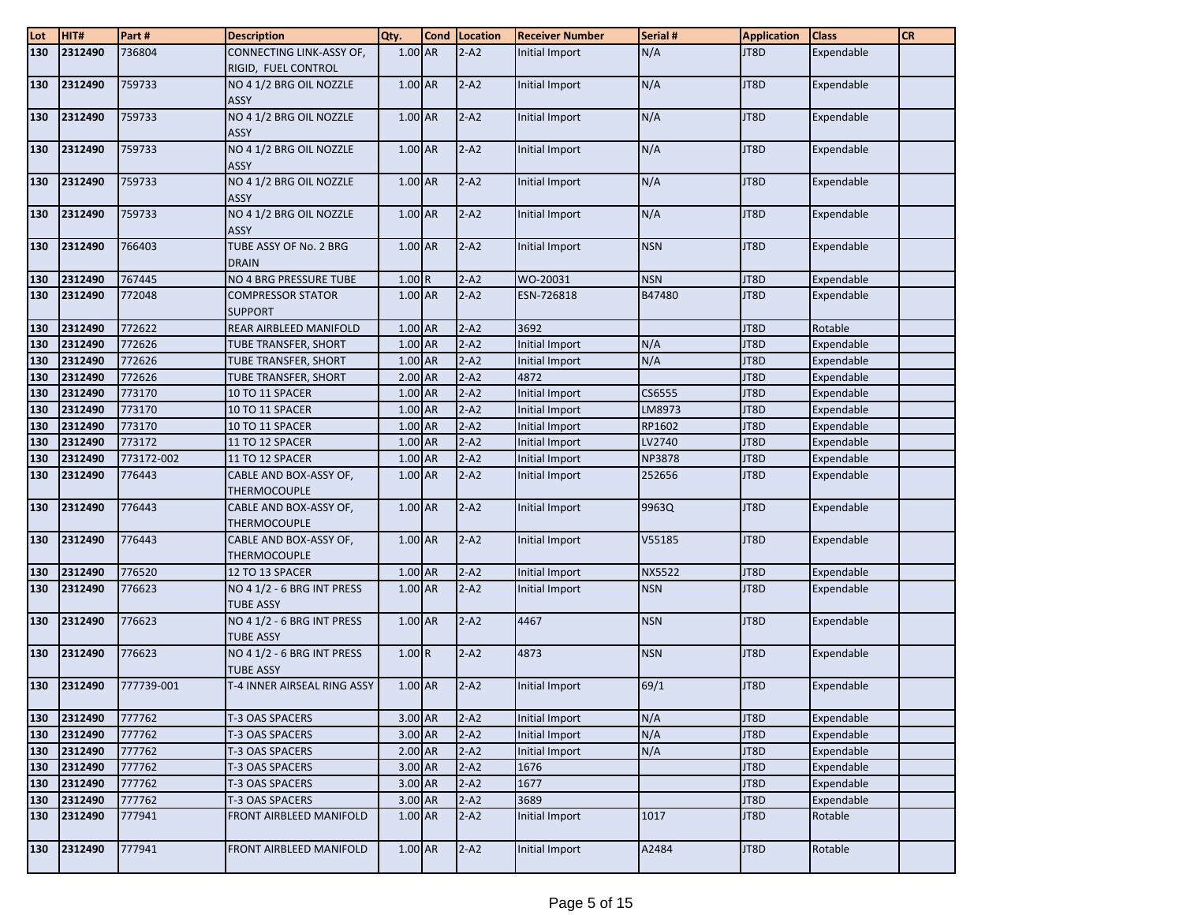| Lot | HIT# | Part # | Description | Qty. | Cond | Location | Receiver Number | Serial # | Application | Class | CR |
|---|---|---|---|---|---|---|---|---|---|---|---|
| 130 | 2312490 | 736804 | CONNECTING LINK-ASSY OF, RIGID, FUEL CONTROL | 1.00 | AR | 2-A2 | Initial Import | N/A | JT8D | Expendable | |
| 130 | 2312490 | 759733 | NO 4 1/2 BRG OIL NOZZLE ASSY | 1.00 | AR | 2-A2 | Initial Import | N/A | JT8D | Expendable | |
| 130 | 2312490 | 759733 | NO 4 1/2 BRG OIL NOZZLE ASSY | 1.00 | AR | 2-A2 | Initial Import | N/A | JT8D | Expendable | |
| 130 | 2312490 | 759733 | NO 4 1/2 BRG OIL NOZZLE ASSY | 1.00 | AR | 2-A2 | Initial Import | N/A | JT8D | Expendable | |
| 130 | 2312490 | 759733 | NO 4 1/2 BRG OIL NOZZLE ASSY | 1.00 | AR | 2-A2 | Initial Import | N/A | JT8D | Expendable | |
| 130 | 2312490 | 759733 | NO 4 1/2 BRG OIL NOZZLE ASSY | 1.00 | AR | 2-A2 | Initial Import | N/A | JT8D | Expendable | |
| 130 | 2312490 | 766403 | TUBE ASSY OF No. 2 BRG DRAIN | 1.00 | AR | 2-A2 | Initial Import | NSN | JT8D | Expendable | |
| 130 | 2312490 | 767445 | NO 4 BRG PRESSURE TUBE | 1.00 | R | 2-A2 | WO-20031 | NSN | JT8D | Expendable | |
| 130 | 2312490 | 772048 | COMPRESSOR STATOR SUPPORT | 1.00 | AR | 2-A2 | ESN-726818 | B47480 | JT8D | Expendable | |
| 130 | 2312490 | 772622 | REAR AIRBLEED MANIFOLD | 1.00 | AR | 2-A2 | 3692 | | JT8D | Rotable | |
| 130 | 2312490 | 772626 | TUBE TRANSFER, SHORT | 1.00 | AR | 2-A2 | Initial Import | N/A | JT8D | Expendable | |
| 130 | 2312490 | 772626 | TUBE TRANSFER, SHORT | 1.00 | AR | 2-A2 | Initial Import | N/A | JT8D | Expendable | |
| 130 | 2312490 | 772626 | TUBE TRANSFER, SHORT | 2.00 | AR | 2-A2 | 4872 | | JT8D | Expendable | |
| 130 | 2312490 | 773170 | 10 TO 11 SPACER | 1.00 | AR | 2-A2 | Initial Import | CS6555 | JT8D | Expendable | |
| 130 | 2312490 | 773170 | 10 TO 11 SPACER | 1.00 | AR | 2-A2 | Initial Import | LM8973 | JT8D | Expendable | |
| 130 | 2312490 | 773170 | 10 TO 11 SPACER | 1.00 | AR | 2-A2 | Initial Import | RP1602 | JT8D | Expendable | |
| 130 | 2312490 | 773172 | 11 TO 12 SPACER | 1.00 | AR | 2-A2 | Initial Import | LV2740 | JT8D | Expendable | |
| 130 | 2312490 | 773172-002 | 11 TO 12 SPACER | 1.00 | AR | 2-A2 | Initial Import | NP3878 | JT8D | Expendable | |
| 130 | 2312490 | 776443 | CABLE AND BOX-ASSY OF, THERMOCOUPLE | 1.00 | AR | 2-A2 | Initial Import | 252656 | JT8D | Expendable | |
| 130 | 2312490 | 776443 | CABLE AND BOX-ASSY OF, THERMOCOUPLE | 1.00 | AR | 2-A2 | Initial Import | 9963Q | JT8D | Expendable | |
| 130 | 2312490 | 776443 | CABLE AND BOX-ASSY OF, THERMOCOUPLE | 1.00 | AR | 2-A2 | Initial Import | V55185 | JT8D | Expendable | |
| 130 | 2312490 | 776520 | 12 TO 13 SPACER | 1.00 | AR | 2-A2 | Initial Import | NX5522 | JT8D | Expendable | |
| 130 | 2312490 | 776623 | NO 4 1/2 - 6 BRG INT PRESS TUBE ASSY | 1.00 | AR | 2-A2 | Initial Import | NSN | JT8D | Expendable | |
| 130 | 2312490 | 776623 | NO 4 1/2 - 6 BRG INT PRESS TUBE ASSY | 1.00 | AR | 2-A2 | 4467 | NSN | JT8D | Expendable | |
| 130 | 2312490 | 776623 | NO 4 1/2 - 6 BRG INT PRESS TUBE ASSY | 1.00 | R | 2-A2 | 4873 | NSN | JT8D | Expendable | |
| 130 | 2312490 | 777739-001 | T-4 INNER AIRSEAL RING ASSY | 1.00 | AR | 2-A2 | Initial Import | 69/1 | JT8D | Expendable | |
| 130 | 2312490 | 777762 | T-3 OAS SPACERS | 3.00 | AR | 2-A2 | Initial Import | N/A | JT8D | Expendable | |
| 130 | 2312490 | 777762 | T-3 OAS SPACERS | 3.00 | AR | 2-A2 | Initial Import | N/A | JT8D | Expendable | |
| 130 | 2312490 | 777762 | T-3 OAS SPACERS | 2.00 | AR | 2-A2 | Initial Import | N/A | JT8D | Expendable | |
| 130 | 2312490 | 777762 | T-3 OAS SPACERS | 3.00 | AR | 2-A2 | 1676 | | JT8D | Expendable | |
| 130 | 2312490 | 777762 | T-3 OAS SPACERS | 3.00 | AR | 2-A2 | 1677 | | JT8D | Expendable | |
| 130 | 2312490 | 777762 | T-3 OAS SPACERS | 3.00 | AR | 2-A2 | 3689 | | JT8D | Expendable | |
| 130 | 2312490 | 777941 | FRONT AIRBLEED MANIFOLD | 1.00 | AR | 2-A2 | Initial Import | 1017 | JT8D | Rotable | |
| 130 | 2312490 | 777941 | FRONT AIRBLEED MANIFOLD | 1.00 | AR | 2-A2 | Initial Import | A2484 | JT8D | Rotable | |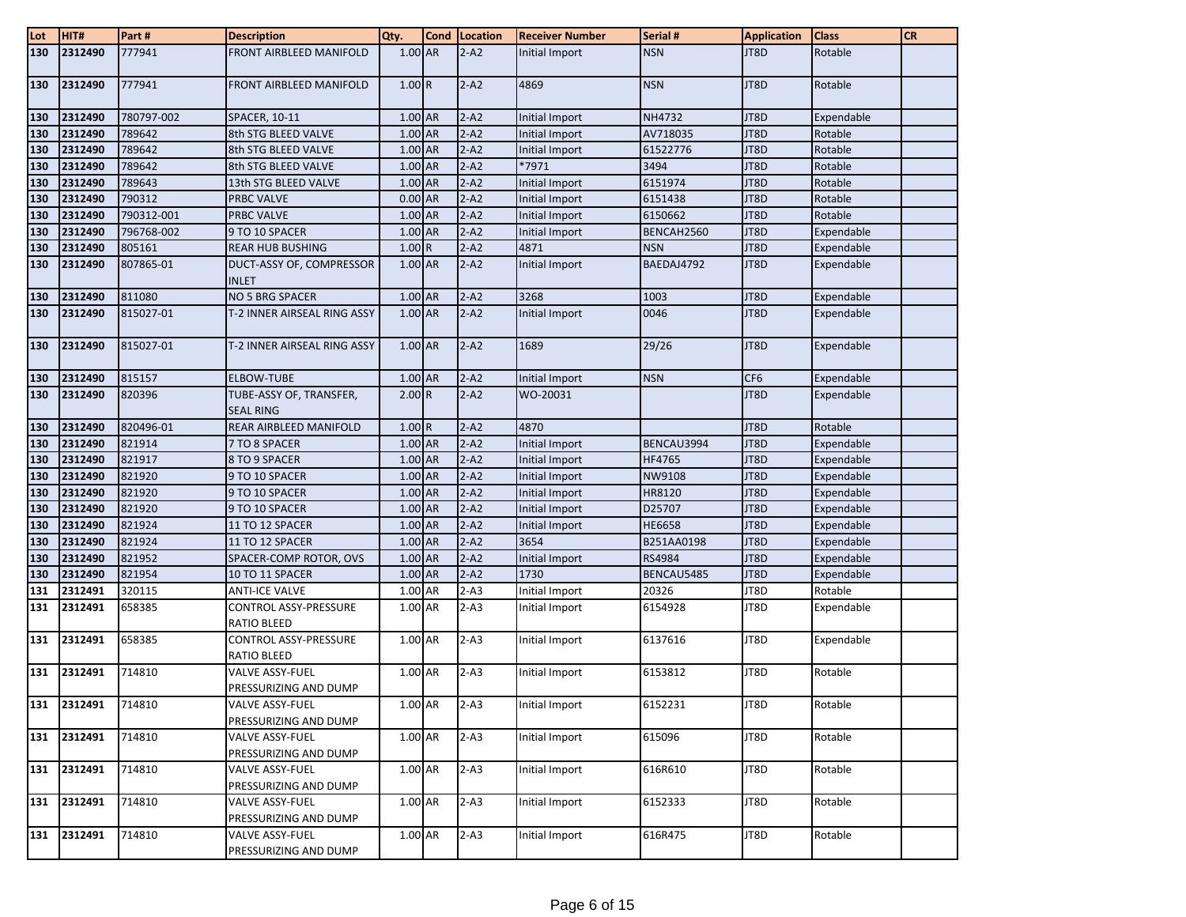| Lot | HIT# | Part # | Description | Qty. | Cond | Location | Receiver Number | Serial # | Application | Class | CR |
|---|---|---|---|---|---|---|---|---|---|---|---|
| 130 | 2312490 | 777941 | FRONT AIRBLEED MANIFOLD | 1.00 | AR | 2-A2 | Initial Import | NSN | JT8D | Rotable | |
| 130 | 2312490 | 777941 | FRONT AIRBLEED MANIFOLD | 1.00 | R | 2-A2 | 4869 | NSN | JT8D | Rotable | |
| 130 | 2312490 | 780797-002 | SPACER, 10-11 | 1.00 | AR | 2-A2 | Initial Import | NH4732 | JT8D | Expendable | |
| 130 | 2312490 | 789642 | 8th STG BLEED VALVE | 1.00 | AR | 2-A2 | Initial Import | AV718035 | JT8D | Rotable | |
| 130 | 2312490 | 789642 | 8th STG BLEED VALVE | 1.00 | AR | 2-A2 | Initial Import | 61522776 | JT8D | Rotable | |
| 130 | 2312490 | 789642 | 8th STG BLEED VALVE | 1.00 | AR | 2-A2 | *7971 | 3494 | JT8D | Rotable | |
| 130 | 2312490 | 789643 | 13th STG BLEED VALVE | 1.00 | AR | 2-A2 | Initial Import | 6151974 | JT8D | Rotable | |
| 130 | 2312490 | 790312 | PRBC VALVE | 0.00 | AR | 2-A2 | Initial Import | 6151438 | JT8D | Rotable | |
| 130 | 2312490 | 790312-001 | PRBC VALVE | 1.00 | AR | 2-A2 | Initial Import | 6150662 | JT8D | Rotable | |
| 130 | 2312490 | 796768-002 | 9 TO 10 SPACER | 1.00 | AR | 2-A2 | Initial Import | BENCAH2560 | JT8D | Expendable | |
| 130 | 2312490 | 805161 | REAR HUB BUSHING | 1.00 | R | 2-A2 | 4871 | NSN | JT8D | Expendable | |
| 130 | 2312490 | 807865-01 | DUCT-ASSY OF, COMPRESSOR INLET | 1.00 | AR | 2-A2 | Initial Import | BAEDAJ4792 | JT8D | Expendable | |
| 130 | 2312490 | 811080 | NO 5 BRG SPACER | 1.00 | AR | 2-A2 | 3268 | 1003 | JT8D | Expendable | |
| 130 | 2312490 | 815027-01 | T-2 INNER AIRSEAL RING ASSY | 1.00 | AR | 2-A2 | Initial Import | 0046 | JT8D | Expendable | |
| 130 | 2312490 | 815027-01 | T-2 INNER AIRSEAL RING ASSY | 1.00 | AR | 2-A2 | 1689 | 29/26 | JT8D | Expendable | |
| 130 | 2312490 | 815157 | ELBOW-TUBE | 1.00 | AR | 2-A2 | Initial Import | NSN | CF6 | Expendable | |
| 130 | 2312490 | 820396 | TUBE-ASSY OF, TRANSFER, SEAL RING | 2.00 | R | 2-A2 | WO-20031 | | JT8D | Expendable | |
| 130 | 2312490 | 820496-01 | REAR AIRBLEED MANIFOLD | 1.00 | R | 2-A2 | 4870 | | JT8D | Rotable | |
| 130 | 2312490 | 821914 | 7 TO 8 SPACER | 1.00 | AR | 2-A2 | Initial Import | BENCAU3994 | JT8D | Expendable | |
| 130 | 2312490 | 821917 | 8 TO 9 SPACER | 1.00 | AR | 2-A2 | Initial Import | HF4765 | JT8D | Expendable | |
| 130 | 2312490 | 821920 | 9 TO 10 SPACER | 1.00 | AR | 2-A2 | Initial Import | NW9108 | JT8D | Expendable | |
| 130 | 2312490 | 821920 | 9 TO 10 SPACER | 1.00 | AR | 2-A2 | Initial Import | HR8120 | JT8D | Expendable | |
| 130 | 2312490 | 821920 | 9 TO 10 SPACER | 1.00 | AR | 2-A2 | Initial Import | D25707 | JT8D | Expendable | |
| 130 | 2312490 | 821924 | 11 TO 12 SPACER | 1.00 | AR | 2-A2 | Initial Import | HE6658 | JT8D | Expendable | |
| 130 | 2312490 | 821924 | 11 TO 12 SPACER | 1.00 | AR | 2-A2 | 3654 | B251AA0198 | JT8D | Expendable | |
| 130 | 2312490 | 821952 | SPACER-COMP ROTOR, OVS | 1.00 | AR | 2-A2 | Initial Import | RS4984 | JT8D | Expendable | |
| 130 | 2312490 | 821954 | 10 TO 11 SPACER | 1.00 | AR | 2-A2 | 1730 | BENCAU5485 | JT8D | Expendable | |
| 131 | 2312491 | 320115 | ANTI-ICE VALVE | 1.00 | AR | 2-A3 | Initial Import | 20326 | JT8D | Rotable | |
| 131 | 2312491 | 658385 | CONTROL ASSY-PRESSURE RATIO BLEED | 1.00 | AR | 2-A3 | Initial Import | 6154928 | JT8D | Expendable | |
| 131 | 2312491 | 658385 | CONTROL ASSY-PRESSURE RATIO BLEED | 1.00 | AR | 2-A3 | Initial Import | 6137616 | JT8D | Expendable | |
| 131 | 2312491 | 714810 | VALVE ASSY-FUEL PRESSURIZING AND DUMP | 1.00 | AR | 2-A3 | Initial Import | 6153812 | JT8D | Rotable | |
| 131 | 2312491 | 714810 | VALVE ASSY-FUEL PRESSURIZING AND DUMP | 1.00 | AR | 2-A3 | Initial Import | 6152231 | JT8D | Rotable | |
| 131 | 2312491 | 714810 | VALVE ASSY-FUEL PRESSURIZING AND DUMP | 1.00 | AR | 2-A3 | Initial Import | 615096 | JT8D | Rotable | |
| 131 | 2312491 | 714810 | VALVE ASSY-FUEL PRESSURIZING AND DUMP | 1.00 | AR | 2-A3 | Initial Import | 616R610 | JT8D | Rotable | |
| 131 | 2312491 | 714810 | VALVE ASSY-FUEL PRESSURIZING AND DUMP | 1.00 | AR | 2-A3 | Initial Import | 6152333 | JT8D | Rotable | |
| 131 | 2312491 | 714810 | VALVE ASSY-FUEL PRESSURIZING AND DUMP | 1.00 | AR | 2-A3 | Initial Import | 616R475 | JT8D | Rotable | |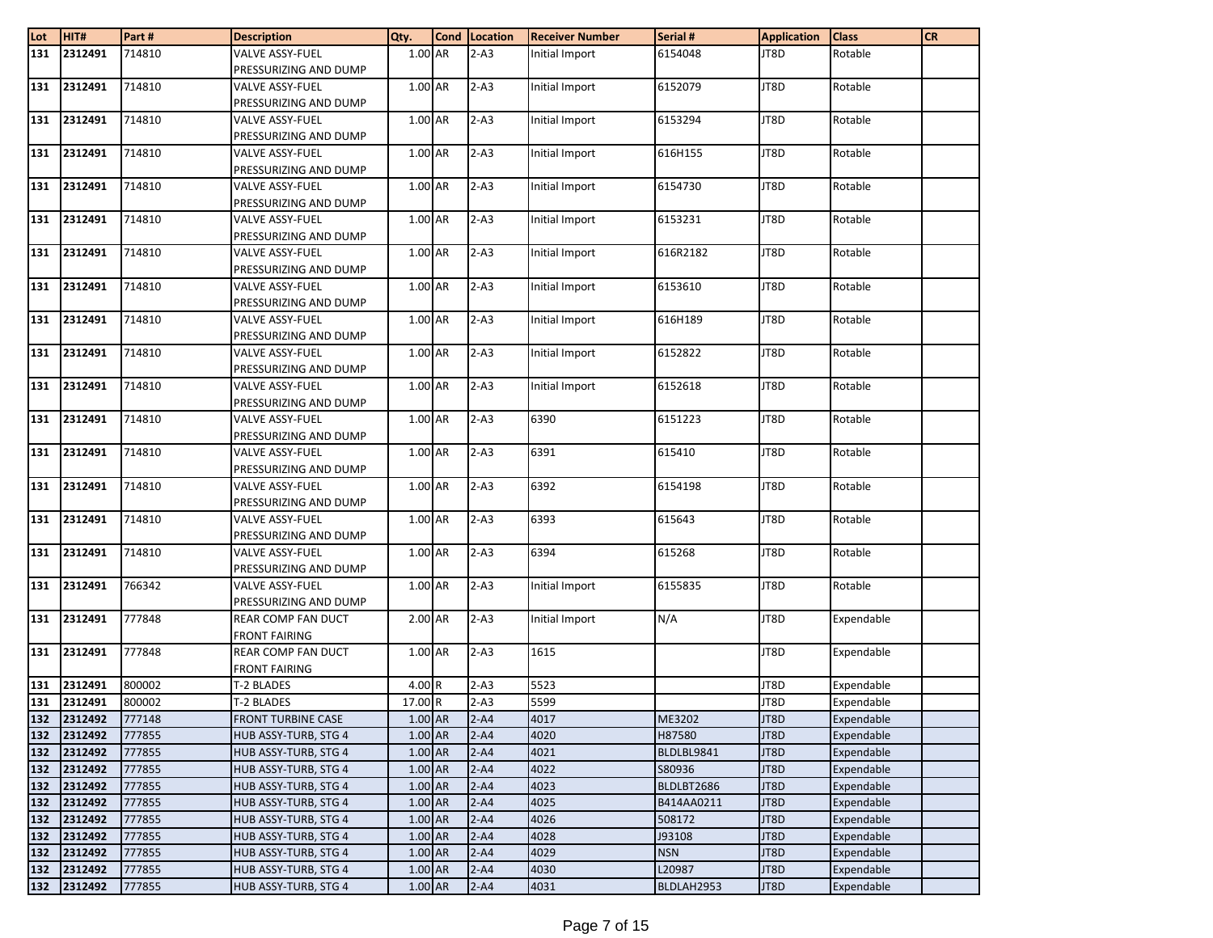| Lot | HIT# | Part # | Description | Qty. | Cond | Location | Receiver Number | Serial # | Application | Class | CR |
|---|---|---|---|---|---|---|---|---|---|---|---|
| 131 | 2312491 | 714810 | VALVE ASSY-FUEL PRESSURIZING AND DUMP | 1.00 | AR | 2-A3 | Initial Import | 6154048 | JT8D | Rotable | |
| 131 | 2312491 | 714810 | VALVE ASSY-FUEL PRESSURIZING AND DUMP | 1.00 | AR | 2-A3 | Initial Import | 6152079 | JT8D | Rotable | |
| 131 | 2312491 | 714810 | VALVE ASSY-FUEL PRESSURIZING AND DUMP | 1.00 | AR | 2-A3 | Initial Import | 6153294 | JT8D | Rotable | |
| 131 | 2312491 | 714810 | VALVE ASSY-FUEL PRESSURIZING AND DUMP | 1.00 | AR | 2-A3 | Initial Import | 616H155 | JT8D | Rotable | |
| 131 | 2312491 | 714810 | VALVE ASSY-FUEL PRESSURIZING AND DUMP | 1.00 | AR | 2-A3 | Initial Import | 6154730 | JT8D | Rotable | |
| 131 | 2312491 | 714810 | VALVE ASSY-FUEL PRESSURIZING AND DUMP | 1.00 | AR | 2-A3 | Initial Import | 6153231 | JT8D | Rotable | |
| 131 | 2312491 | 714810 | VALVE ASSY-FUEL PRESSURIZING AND DUMP | 1.00 | AR | 2-A3 | Initial Import | 616R2182 | JT8D | Rotable | |
| 131 | 2312491 | 714810 | VALVE ASSY-FUEL PRESSURIZING AND DUMP | 1.00 | AR | 2-A3 | Initial Import | 6153610 | JT8D | Rotable | |
| 131 | 2312491 | 714810 | VALVE ASSY-FUEL PRESSURIZING AND DUMP | 1.00 | AR | 2-A3 | Initial Import | 616H189 | JT8D | Rotable | |
| 131 | 2312491 | 714810 | VALVE ASSY-FUEL PRESSURIZING AND DUMP | 1.00 | AR | 2-A3 | Initial Import | 6152822 | JT8D | Rotable | |
| 131 | 2312491 | 714810 | VALVE ASSY-FUEL PRESSURIZING AND DUMP | 1.00 | AR | 2-A3 | Initial Import | 6152618 | JT8D | Rotable | |
| 131 | 2312491 | 714810 | VALVE ASSY-FUEL PRESSURIZING AND DUMP | 1.00 | AR | 2-A3 | 6390 | 6151223 | JT8D | Rotable | |
| 131 | 2312491 | 714810 | VALVE ASSY-FUEL PRESSURIZING AND DUMP | 1.00 | AR | 2-A3 | 6391 | 615410 | JT8D | Rotable | |
| 131 | 2312491 | 714810 | VALVE ASSY-FUEL PRESSURIZING AND DUMP | 1.00 | AR | 2-A3 | 6392 | 6154198 | JT8D | Rotable | |
| 131 | 2312491 | 714810 | VALVE ASSY-FUEL PRESSURIZING AND DUMP | 1.00 | AR | 2-A3 | 6393 | 615643 | JT8D | Rotable | |
| 131 | 2312491 | 714810 | VALVE ASSY-FUEL PRESSURIZING AND DUMP | 1.00 | AR | 2-A3 | 6394 | 615268 | JT8D | Rotable | |
| 131 | 2312491 | 766342 | VALVE ASSY-FUEL PRESSURIZING AND DUMP | 1.00 | AR | 2-A3 | Initial Import | 6155835 | JT8D | Rotable | |
| 131 | 2312491 | 777848 | REAR COMP FAN DUCT FRONT FAIRING | 2.00 | AR | 2-A3 | Initial Import | N/A | JT8D | Expendable | |
| 131 | 2312491 | 777848 | REAR COMP FAN DUCT FRONT FAIRING | 1.00 | AR | 2-A3 | 1615 | | JT8D | Expendable | |
| 131 | 2312491 | 800002 | T-2 BLADES | 4.00 | R | 2-A3 | 5523 | | JT8D | Expendable | |
| 131 | 2312491 | 800002 | T-2 BLADES | 17.00 | R | 2-A3 | 5599 | | JT8D | Expendable | |
| 132 | 2312492 | 777148 | FRONT TURBINE CASE | 1.00 | AR | 2-A4 | 4017 | ME3202 | JT8D | Expendable | |
| 132 | 2312492 | 777855 | HUB ASSY-TURB, STG 4 | 1.00 | AR | 2-A4 | 4020 | H87580 | JT8D | Expendable | |
| 132 | 2312492 | 777855 | HUB ASSY-TURB, STG 4 | 1.00 | AR | 2-A4 | 4021 | BLDLBL9841 | JT8D | Expendable | |
| 132 | 2312492 | 777855 | HUB ASSY-TURB, STG 4 | 1.00 | AR | 2-A4 | 4022 | S80936 | JT8D | Expendable | |
| 132 | 2312492 | 777855 | HUB ASSY-TURB, STG 4 | 1.00 | AR | 2-A4 | 4023 | BLDLBT2686 | JT8D | Expendable | |
| 132 | 2312492 | 777855 | HUB ASSY-TURB, STG 4 | 1.00 | AR | 2-A4 | 4025 | B414AA0211 | JT8D | Expendable | |
| 132 | 2312492 | 777855 | HUB ASSY-TURB, STG 4 | 1.00 | AR | 2-A4 | 4026 | 508172 | JT8D | Expendable | |
| 132 | 2312492 | 777855 | HUB ASSY-TURB, STG 4 | 1.00 | AR | 2-A4 | 4028 | J93108 | JT8D | Expendable | |
| 132 | 2312492 | 777855 | HUB ASSY-TURB, STG 4 | 1.00 | AR | 2-A4 | 4029 | NSN | JT8D | Expendable | |
| 132 | 2312492 | 777855 | HUB ASSY-TURB, STG 4 | 1.00 | AR | 2-A4 | 4030 | L20987 | JT8D | Expendable | |
| 132 | 2312492 | 777855 | HUB ASSY-TURB, STG 4 | 1.00 | AR | 2-A4 | 4031 | BLDLAH2953 | JT8D | Expendable | |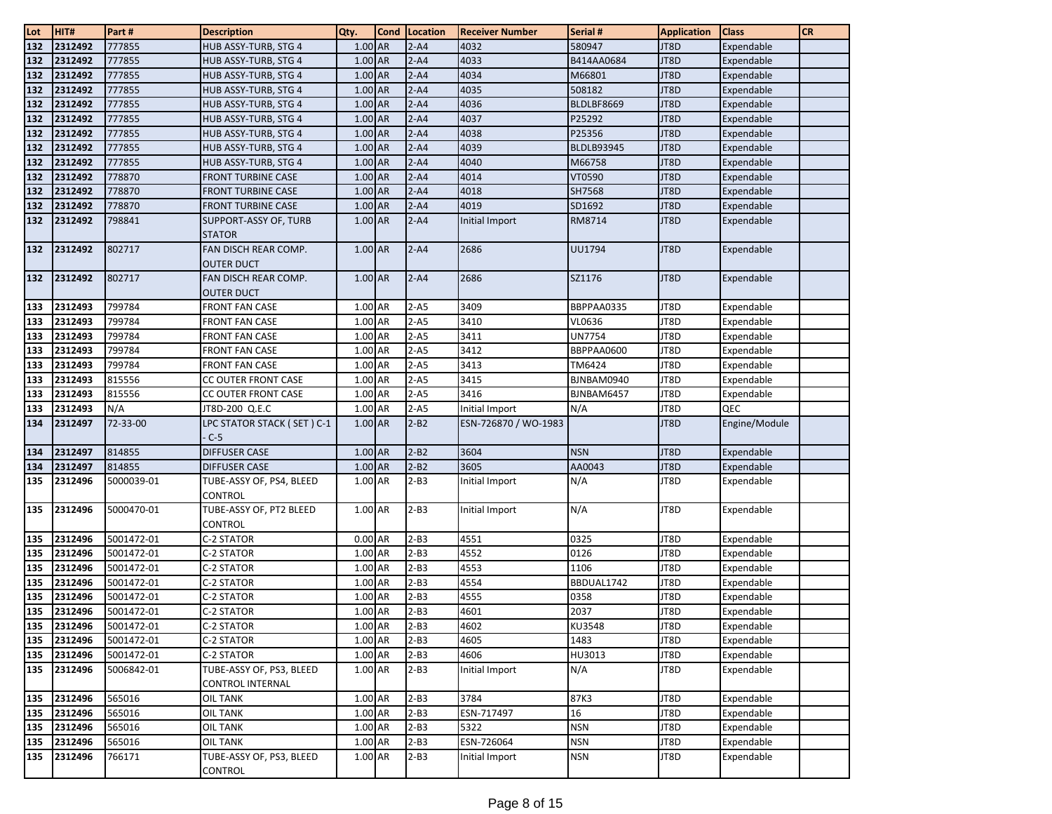| Lot | HIT# | Part # | Description | Qty. | Cond | Location | Receiver Number | Serial # | Application | Class | CR |
|---|---|---|---|---|---|---|---|---|---|---|---|
| 132 | 2312492 | 777855 | HUB ASSY-TURB, STG 4 | 1.00 | AR | 2-A4 | 4032 | 580947 | JT8D | Expendable | |
| 132 | 2312492 | 777855 | HUB ASSY-TURB, STG 4 | 1.00 | AR | 2-A4 | 4033 | B414AA0684 | JT8D | Expendable | |
| 132 | 2312492 | 777855 | HUB ASSY-TURB, STG 4 | 1.00 | AR | 2-A4 | 4034 | M66801 | JT8D | Expendable | |
| 132 | 2312492 | 777855 | HUB ASSY-TURB, STG 4 | 1.00 | AR | 2-A4 | 4035 | 508182 | JT8D | Expendable | |
| 132 | 2312492 | 777855 | HUB ASSY-TURB, STG 4 | 1.00 | AR | 2-A4 | 4036 | BLDLBF8669 | JT8D | Expendable | |
| 132 | 2312492 | 777855 | HUB ASSY-TURB, STG 4 | 1.00 | AR | 2-A4 | 4037 | P25292 | JT8D | Expendable | |
| 132 | 2312492 | 777855 | HUB ASSY-TURB, STG 4 | 1.00 | AR | 2-A4 | 4038 | P25356 | JT8D | Expendable | |
| 132 | 2312492 | 777855 | HUB ASSY-TURB, STG 4 | 1.00 | AR | 2-A4 | 4039 | BLDLB93945 | JT8D | Expendable | |
| 132 | 2312492 | 777855 | HUB ASSY-TURB, STG 4 | 1.00 | AR | 2-A4 | 4040 | M66758 | JT8D | Expendable | |
| 132 | 2312492 | 778870 | FRONT TURBINE CASE | 1.00 | AR | 2-A4 | 4014 | VT0590 | JT8D | Expendable | |
| 132 | 2312492 | 778870 | FRONT TURBINE CASE | 1.00 | AR | 2-A4 | 4018 | SH7568 | JT8D | Expendable | |
| 132 | 2312492 | 778870 | FRONT TURBINE CASE | 1.00 | AR | 2-A4 | 4019 | SD1692 | JT8D | Expendable | |
| 132 | 2312492 | 798841 | SUPPORT-ASSY OF, TURB STATOR | 1.00 | AR | 2-A4 | Initial Import | RM8714 | JT8D | Expendable | |
| 132 | 2312492 | 802717 | FAN DISCH REAR COMP. OUTER DUCT | 1.00 | AR | 2-A4 | 2686 | UU1794 | JT8D | Expendable | |
| 132 | 2312492 | 802717 | FAN DISCH REAR COMP. OUTER DUCT | 1.00 | AR | 2-A4 | 2686 | SZ1176 | JT8D | Expendable | |
| 133 | 2312493 | 799784 | FRONT FAN CASE | 1.00 | AR | 2-A5 | 3409 | BBPPAA0335 | JT8D | Expendable | |
| 133 | 2312493 | 799784 | FRONT FAN CASE | 1.00 | AR | 2-A5 | 3410 | VL0636 | JT8D | Expendable | |
| 133 | 2312493 | 799784 | FRONT FAN CASE | 1.00 | AR | 2-A5 | 3411 | UN7754 | JT8D | Expendable | |
| 133 | 2312493 | 799784 | FRONT FAN CASE | 1.00 | AR | 2-A5 | 3412 | BBPPAA0600 | JT8D | Expendable | |
| 133 | 2312493 | 799784 | FRONT FAN CASE | 1.00 | AR | 2-A5 | 3413 | TM6424 | JT8D | Expendable | |
| 133 | 2312493 | 815556 | CC OUTER FRONT CASE | 1.00 | AR | 2-A5 | 3415 | BJNBAM0940 | JT8D | Expendable | |
| 133 | 2312493 | 815556 | CC OUTER FRONT CASE | 1.00 | AR | 2-A5 | 3416 | BJNBAM6457 | JT8D | Expendable | |
| 133 | 2312493 | N/A | JT8D-200 Q.E.C | 1.00 | AR | 2-A5 | Initial Import | N/A | JT8D | QEC | |
| 134 | 2312497 | 72-33-00 | LPC STATOR STACK ( SET ) C-1 - C-5 | 1.00 | AR | 2-B2 | ESN-726870 / WO-1983 | | JT8D | Engine/Module | |
| 134 | 2312497 | 814855 | DIFFUSER CASE | 1.00 | AR | 2-B2 | 3604 | NSN | JT8D | Expendable | |
| 134 | 2312497 | 814855 | DIFFUSER CASE | 1.00 | AR | 2-B2 | 3605 | AA0043 | JT8D | Expendable | |
| 135 | 2312496 | 5000039-01 | TUBE-ASSY OF, PS4, BLEED CONTROL | 1.00 | AR | 2-B3 | Initial Import | N/A | JT8D | Expendable | |
| 135 | 2312496 | 5000470-01 | TUBE-ASSY OF, PT2 BLEED CONTROL | 1.00 | AR | 2-B3 | Initial Import | N/A | JT8D | Expendable | |
| 135 | 2312496 | 5001472-01 | C-2 STATOR | 0.00 | AR | 2-B3 | 4551 | 0325 | JT8D | Expendable | |
| 135 | 2312496 | 5001472-01 | C-2 STATOR | 1.00 | AR | 2-B3 | 4552 | 0126 | JT8D | Expendable | |
| 135 | 2312496 | 5001472-01 | C-2 STATOR | 1.00 | AR | 2-B3 | 4553 | 1106 | JT8D | Expendable | |
| 135 | 2312496 | 5001472-01 | C-2 STATOR | 1.00 | AR | 2-B3 | 4554 | BBDUAL1742 | JT8D | Expendable | |
| 135 | 2312496 | 5001472-01 | C-2 STATOR | 1.00 | AR | 2-B3 | 4555 | 0358 | JT8D | Expendable | |
| 135 | 2312496 | 5001472-01 | C-2 STATOR | 1.00 | AR | 2-B3 | 4601 | 2037 | JT8D | Expendable | |
| 135 | 2312496 | 5001472-01 | C-2 STATOR | 1.00 | AR | 2-B3 | 4602 | KU3548 | JT8D | Expendable | |
| 135 | 2312496 | 5001472-01 | C-2 STATOR | 1.00 | AR | 2-B3 | 4605 | 1483 | JT8D | Expendable | |
| 135 | 2312496 | 5001472-01 | C-2 STATOR | 1.00 | AR | 2-B3 | 4606 | HU3013 | JT8D | Expendable | |
| 135 | 2312496 | 5006842-01 | TUBE-ASSY OF, PS3, BLEED CONTROL INTERNAL | 1.00 | AR | 2-B3 | Initial Import | N/A | JT8D | Expendable | |
| 135 | 2312496 | 565016 | OIL TANK | 1.00 | AR | 2-B3 | 3784 | 87K3 | JT8D | Expendable | |
| 135 | 2312496 | 565016 | OIL TANK | 1.00 | AR | 2-B3 | ESN-717497 | 16 | JT8D | Expendable | |
| 135 | 2312496 | 565016 | OIL TANK | 1.00 | AR | 2-B3 | 5322 | NSN | JT8D | Expendable | |
| 135 | 2312496 | 565016 | OIL TANK | 1.00 | AR | 2-B3 | ESN-726064 | NSN | JT8D | Expendable | |
| 135 | 2312496 | 766171 | TUBE-ASSY OF, PS3, BLEED CONTROL | 1.00 | AR | 2-B3 | Initial Import | NSN | JT8D | Expendable | |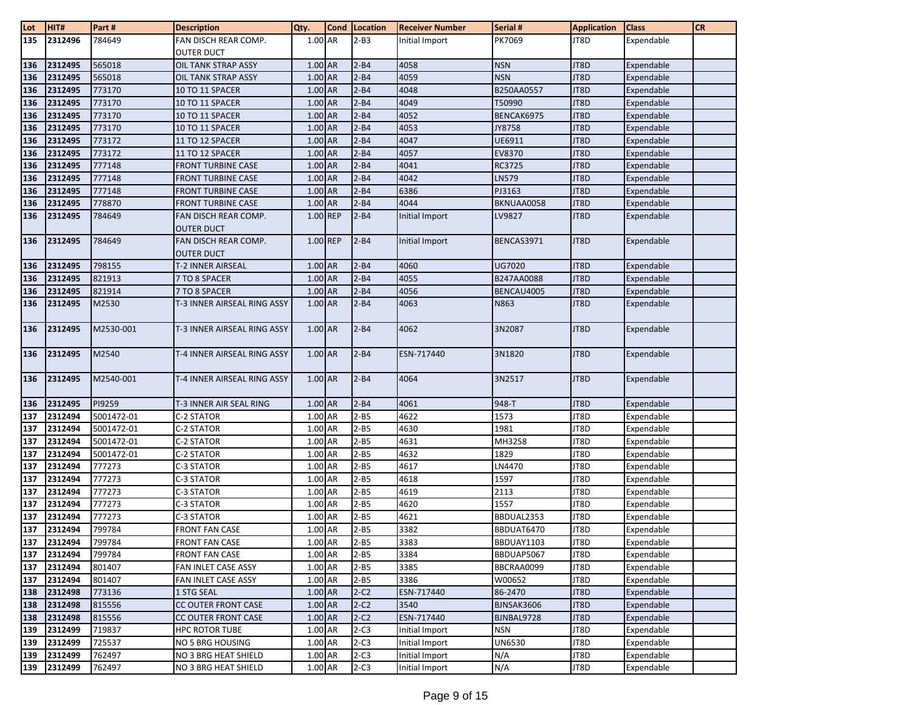| Lot | HIT# | Part # | Description | Qty. | Cond | Location | Receiver Number | Serial # | Application | Class | CR |
|---|---|---|---|---|---|---|---|---|---|---|---|
| 135 | 2312496 | 784649 | FAN DISCH REAR COMP. OUTER DUCT | 1.00 | AR | 2-B3 | Initial Import | PK7069 | JT8D | Expendable | |
| 136 | 2312495 | 565018 | OIL TANK STRAP ASSY | 1.00 | AR | 2-B4 | 4058 | NSN | JT8D | Expendable | |
| 136 | 2312495 | 565018 | OIL TANK STRAP ASSY | 1.00 | AR | 2-B4 | 4059 | NSN | JT8D | Expendable | |
| 136 | 2312495 | 773170 | 10 TO 11 SPACER | 1.00 | AR | 2-B4 | 4048 | B250AA0557 | JT8D | Expendable | |
| 136 | 2312495 | 773170 | 10 TO 11 SPACER | 1.00 | AR | 2-B4 | 4049 | T50990 | JT8D | Expendable | |
| 136 | 2312495 | 773170 | 10 TO 11 SPACER | 1.00 | AR | 2-B4 | 4052 | BENCAK6975 | JT8D | Expendable | |
| 136 | 2312495 | 773170 | 10 TO 11 SPACER | 1.00 | AR | 2-B4 | 4053 | JY8758 | JT8D | Expendable | |
| 136 | 2312495 | 773172 | 11 TO 12 SPACER | 1.00 | AR | 2-B4 | 4047 | UE6911 | JT8D | Expendable | |
| 136 | 2312495 | 773172 | 11 TO 12 SPACER | 1.00 | AR | 2-B4 | 4057 | EV8370 | JT8D | Expendable | |
| 136 | 2312495 | 777148 | FRONT TURBINE CASE | 1.00 | AR | 2-B4 | 4041 | RC3725 | JT8D | Expendable | |
| 136 | 2312495 | 777148 | FRONT TURBINE CASE | 1.00 | AR | 2-B4 | 4042 | LN579 | JT8D | Expendable | |
| 136 | 2312495 | 777148 | FRONT TURBINE CASE | 1.00 | AR | 2-B4 | 6386 | PJ3163 | JT8D | Expendable | |
| 136 | 2312495 | 778870 | FRONT TURBINE CASE | 1.00 | AR | 2-B4 | 4044 | BKNUAA0058 | JT8D | Expendable | |
| 136 | 2312495 | 784649 | FAN DISCH REAR COMP. OUTER DUCT | 1.00 | REP | 2-B4 | Initial Import | LV9827 | JT8D | Expendable | |
| 136 | 2312495 | 784649 | FAN DISCH REAR COMP. OUTER DUCT | 1.00 | REP | 2-B4 | Initial Import | BENCAS3971 | JT8D | Expendable | |
| 136 | 2312495 | 798155 | T-2 INNER AIRSEAL | 1.00 | AR | 2-B4 | 4060 | UG7020 | JT8D | Expendable | |
| 136 | 2312495 | 821913 | 7 TO 8 SPACER | 1.00 | AR | 2-B4 | 4055 | B247AA0088 | JT8D | Expendable | |
| 136 | 2312495 | 821914 | 7 TO 8 SPACER | 1.00 | AR | 2-B4 | 4056 | BENCAU4005 | JT8D | Expendable | |
| 136 | 2312495 | M2530 | T-3 INNER AIRSEAL RING ASSY | 1.00 | AR | 2-B4 | 4063 | N863 | JT8D | Expendable | |
| 136 | 2312495 | M2530-001 | T-3 INNER AIRSEAL RING ASSY | 1.00 | AR | 2-B4 | 4062 | 3N2087 | JT8D | Expendable | |
| 136 | 2312495 | M2540 | T-4 INNER AIRSEAL RING ASSY | 1.00 | AR | 2-B4 | ESN-717440 | 3N1820 | JT8D | Expendable | |
| 136 | 2312495 | M2540-001 | T-4 INNER AIRSEAL RING ASSY | 1.00 | AR | 2-B4 | 4064 | 3N2517 | JT8D | Expendable | |
| 136 | 2312495 | PI9259 | T-3 INNER AIR SEAL RING | 1.00 | AR | 2-B4 | 4061 | 948-T | JT8D | Expendable | |
| 137 | 2312494 | 5001472-01 | C-2 STATOR | 1.00 | AR | 2-B5 | 4622 | 1573 | JT8D | Expendable | |
| 137 | 2312494 | 5001472-01 | C-2 STATOR | 1.00 | AR | 2-B5 | 4630 | 1981 | JT8D | Expendable | |
| 137 | 2312494 | 5001472-01 | C-2 STATOR | 1.00 | AR | 2-B5 | 4631 | MH3258 | JT8D | Expendable | |
| 137 | 2312494 | 5001472-01 | C-2 STATOR | 1.00 | AR | 2-B5 | 4632 | 1829 | JT8D | Expendable | |
| 137 | 2312494 | 777273 | C-3 STATOR | 1.00 | AR | 2-B5 | 4617 | LN4470 | JT8D | Expendable | |
| 137 | 2312494 | 777273 | C-3 STATOR | 1.00 | AR | 2-B5 | 4618 | 1597 | JT8D | Expendable | |
| 137 | 2312494 | 777273 | C-3 STATOR | 1.00 | AR | 2-B5 | 4619 | 2113 | JT8D | Expendable | |
| 137 | 2312494 | 777273 | C-3 STATOR | 1.00 | AR | 2-B5 | 4620 | 1557 | JT8D | Expendable | |
| 137 | 2312494 | 777273 | C-3 STATOR | 1.00 | AR | 2-B5 | 4621 | BBDUAL2353 | JT8D | Expendable | |
| 137 | 2312494 | 799784 | FRONT FAN CASE | 1.00 | AR | 2-B5 | 3382 | BBDUAT6470 | JT8D | Expendable | |
| 137 | 2312494 | 799784 | FRONT FAN CASE | 1.00 | AR | 2-B5 | 3383 | BBDUAY1103 | JT8D | Expendable | |
| 137 | 2312494 | 799784 | FRONT FAN CASE | 1.00 | AR | 2-B5 | 3384 | BBDUAP5067 | JT8D | Expendable | |
| 137 | 2312494 | 801407 | FAN INLET CASE ASSY | 1.00 | AR | 2-B5 | 3385 | BBCRAA0099 | JT8D | Expendable | |
| 137 | 2312494 | 801407 | FAN INLET CASE ASSY | 1.00 | AR | 2-B5 | 3386 | W00652 | JT8D | Expendable | |
| 138 | 2312498 | 773136 | 1 STG SEAL | 1.00 | AR | 2-C2 | ESN-717440 | 86-2470 | JT8D | Expendable | |
| 138 | 2312498 | 815556 | CC OUTER FRONT CASE | 1.00 | AR | 2-C2 | 3540 | BJNSAK3606 | JT8D | Expendable | |
| 138 | 2312498 | 815556 | CC OUTER FRONT CASE | 1.00 | AR | 2-C2 | ESN-717440 | BJNBAL9728 | JT8D | Expendable | |
| 139 | 2312499 | 719837 | HPC ROTOR TUBE | 1.00 | AR | 2-C3 | Initial Import | NSN | JT8D | Expendable | |
| 139 | 2312499 | 725537 | NO 5 BRG HOUSING | 1.00 | AR | 2-C3 | Initial Import | UN6530 | JT8D | Expendable | |
| 139 | 2312499 | 762497 | NO 3 BRG HEAT SHIELD | 1.00 | AR | 2-C3 | Initial Import | N/A | JT8D | Expendable | |
| 139 | 2312499 | 762497 | NO 3 BRG HEAT SHIELD | 1.00 | AR | 2-C3 | Initial Import | N/A | JT8D | Expendable | |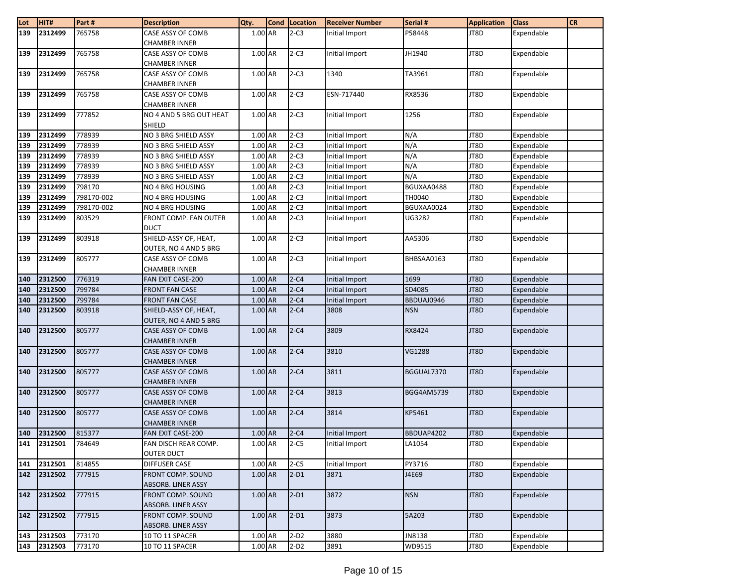| Lot | HIT# | Part # | Description | Qty. | Cond | Location | Receiver Number | Serial # | Application | Class | CR |
|---|---|---|---|---|---|---|---|---|---|---|---|
| 139 | 2312499 | 765758 | CASE ASSY OF COMB CHAMBER INNER | 1.00 | AR | 2-C3 | Initial Import | P58448 | JT8D | Expendable | |
| 139 | 2312499 | 765758 | CASE ASSY OF COMB CHAMBER INNER | 1.00 | AR | 2-C3 | Initial Import | JH1940 | JT8D | Expendable | |
| 139 | 2312499 | 765758 | CASE ASSY OF COMB CHAMBER INNER | 1.00 | AR | 2-C3 | 1340 | TA3961 | JT8D | Expendable | |
| 139 | 2312499 | 765758 | CASE ASSY OF COMB CHAMBER INNER | 1.00 | AR | 2-C3 | ESN-717440 | RX8536 | JT8D | Expendable | |
| 139 | 2312499 | 777852 | NO 4 AND 5 BRG OUT HEAT SHIELD | 1.00 | AR | 2-C3 | Initial Import | 1256 | JT8D | Expendable | |
| 139 | 2312499 | 778939 | NO 3 BRG SHIELD ASSY | 1.00 | AR | 2-C3 | Initial Import | N/A | JT8D | Expendable | |
| 139 | 2312499 | 778939 | NO 3 BRG SHIELD ASSY | 1.00 | AR | 2-C3 | Initial Import | N/A | JT8D | Expendable | |
| 139 | 2312499 | 778939 | NO 3 BRG SHIELD ASSY | 1.00 | AR | 2-C3 | Initial Import | N/A | JT8D | Expendable | |
| 139 | 2312499 | 778939 | NO 3 BRG SHIELD ASSY | 1.00 | AR | 2-C3 | Initial Import | N/A | JT8D | Expendable | |
| 139 | 2312499 | 778939 | NO 3 BRG SHIELD ASSY | 1.00 | AR | 2-C3 | Initial Import | N/A | JT8D | Expendable | |
| 139 | 2312499 | 798170 | NO 4 BRG HOUSING | 1.00 | AR | 2-C3 | Initial Import | BGUXAA0488 | JT8D | Expendable | |
| 139 | 2312499 | 798170-002 | NO 4 BRG HOUSING | 1.00 | AR | 2-C3 | Initial Import | TH0040 | JT8D | Expendable | |
| 139 | 2312499 | 798170-002 | NO 4 BRG HOUSING | 1.00 | AR | 2-C3 | Initial Import | BGUXAA0024 | JT8D | Expendable | |
| 139 | 2312499 | 803529 | FRONT COMP. FAN OUTER DUCT | 1.00 | AR | 2-C3 | Initial Import | UG3282 | JT8D | Expendable | |
| 139 | 2312499 | 803918 | SHIELD-ASSY OF, HEAT, OUTER, NO 4 AND 5 BRG | 1.00 | AR | 2-C3 | Initial Import | AA5306 | JT8D | Expendable | |
| 139 | 2312499 | 805777 | CASE ASSY OF COMB CHAMBER INNER | 1.00 | AR | 2-C3 | Initial Import | BHBSAA0163 | JT8D | Expendable | |
| 140 | 2312500 | 776319 | FAN EXIT CASE-200 | 1.00 | AR | 2-C4 | Initial Import | 1699 | JT8D | Expendable | |
| 140 | 2312500 | 799784 | FRONT FAN CASE | 1.00 | AR | 2-C4 | Initial Import | SD4085 | JT8D | Expendable | |
| 140 | 2312500 | 799784 | FRONT FAN CASE | 1.00 | AR | 2-C4 | Initial Import | BBDUAJ0946 | JT8D | Expendable | |
| 140 | 2312500 | 803918 | SHIELD-ASSY OF, HEAT, OUTER, NO 4 AND 5 BRG | 1.00 | AR | 2-C4 | 3808 | NSN | JT8D | Expendable | |
| 140 | 2312500 | 805777 | CASE ASSY OF COMB CHAMBER INNER | 1.00 | AR | 2-C4 | 3809 | RX8424 | JT8D | Expendable | |
| 140 | 2312500 | 805777 | CASE ASSY OF COMB CHAMBER INNER | 1.00 | AR | 2-C4 | 3810 | VG1288 | JT8D | Expendable | |
| 140 | 2312500 | 805777 | CASE ASSY OF COMB CHAMBER INNER | 1.00 | AR | 2-C4 | 3811 | BGGUAL7370 | JT8D | Expendable | |
| 140 | 2312500 | 805777 | CASE ASSY OF COMB CHAMBER INNER | 1.00 | AR | 2-C4 | 3813 | BGG4AM5739 | JT8D | Expendable | |
| 140 | 2312500 | 805777 | CASE ASSY OF COMB CHAMBER INNER | 1.00 | AR | 2-C4 | 3814 | KP5461 | JT8D | Expendable | |
| 140 | 2312500 | 815377 | FAN EXIT CASE-200 | 1.00 | AR | 2-C4 | Initial Import | BBDUAP4202 | JT8D | Expendable | |
| 141 | 2312501 | 784649 | FAN DISCH REAR COMP. OUTER DUCT | 1.00 | AR | 2-C5 | Initial Import | LA1054 | JT8D | Expendable | |
| 141 | 2312501 | 814855 | DIFFUSER CASE | 1.00 | AR | 2-C5 | Initial Import | PY3716 | JT8D | Expendable | |
| 142 | 2312502 | 777915 | FRONT COMP. SOUND ABSORB. LINER ASSY | 1.00 | AR | 2-D1 | 3871 | J4E69 | JT8D | Expendable | |
| 142 | 2312502 | 777915 | FRONT COMP. SOUND ABSORB. LINER ASSY | 1.00 | AR | 2-D1 | 3872 | NSN | JT8D | Expendable | |
| 142 | 2312502 | 777915 | FRONT COMP. SOUND ABSORB. LINER ASSY | 1.00 | AR | 2-D1 | 3873 | 5A203 | JT8D | Expendable | |
| 143 | 2312503 | 773170 | 10 TO 11 SPACER | 1.00 | AR | 2-D2 | 3880 | JN8138 | JT8D | Expendable | |
| 143 | 2312503 | 773170 | 10 TO 11 SPACER | 1.00 | AR | 2-D2 | 3891 | WD9515 | JT8D | Expendable | |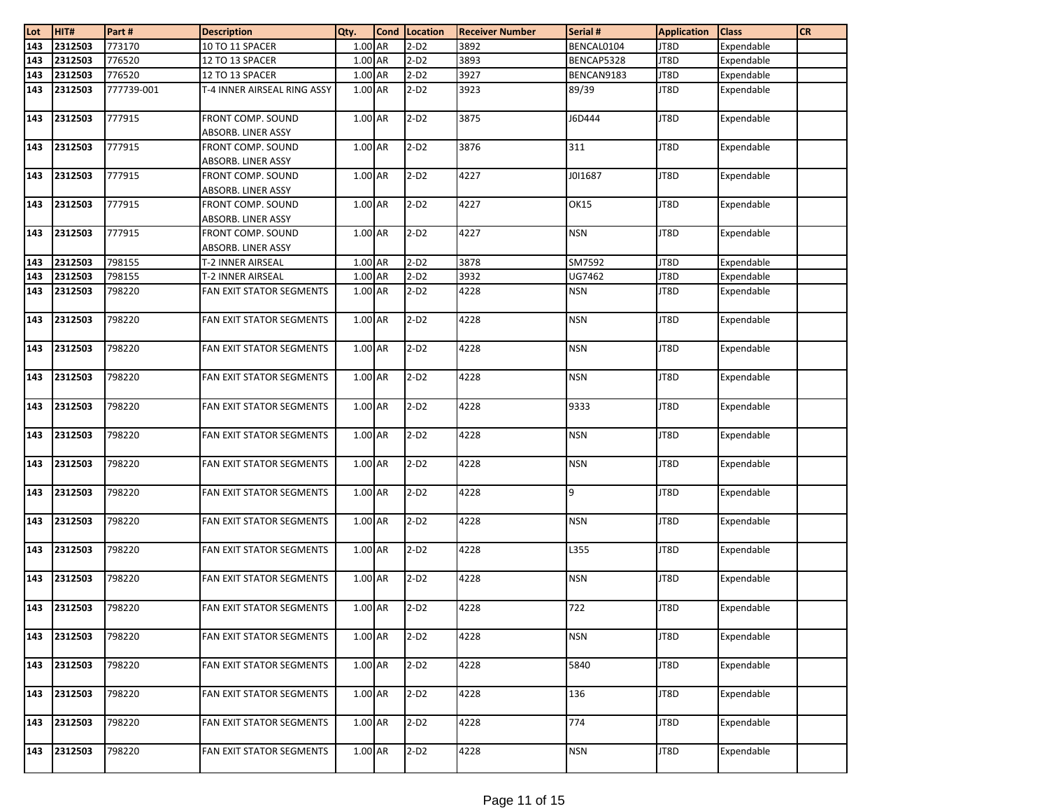| Lot | HIT# | Part # | Description | Qty. | Cond | Location | Receiver Number | Serial # | Application | Class | CR |
|---|---|---|---|---|---|---|---|---|---|---|---|
| 143 | 2312503 | 773170 | 10 TO 11 SPACER | 1.00 | AR | 2-D2 | 3892 | BENCAL0104 | JT8D | Expendable | |
| 143 | 2312503 | 776520 | 12 TO 13 SPACER | 1.00 | AR | 2-D2 | 3893 | BENCAP5328 | JT8D | Expendable | |
| 143 | 2312503 | 776520 | 12 TO 13 SPACER | 1.00 | AR | 2-D2 | 3927 | BENCAN9183 | JT8D | Expendable | |
| 143 | 2312503 | 777739-001 | T-4 INNER AIRSEAL RING ASSY | 1.00 | AR | 2-D2 | 3923 | 89/39 | JT8D | Expendable | |
| 143 | 2312503 | 777915 | FRONT COMP. SOUND ABSORB. LINER ASSY | 1.00 | AR | 2-D2 | 3875 | J6D444 | JT8D | Expendable | |
| 143 | 2312503 | 777915 | FRONT COMP. SOUND ABSORB. LINER ASSY | 1.00 | AR | 2-D2 | 3876 | 311 | JT8D | Expendable | |
| 143 | 2312503 | 777915 | FRONT COMP. SOUND ABSORB. LINER ASSY | 1.00 | AR | 2-D2 | 4227 | J0I1687 | JT8D | Expendable | |
| 143 | 2312503 | 777915 | FRONT COMP. SOUND ABSORB. LINER ASSY | 1.00 | AR | 2-D2 | 4227 | OK15 | JT8D | Expendable | |
| 143 | 2312503 | 777915 | FRONT COMP. SOUND ABSORB. LINER ASSY | 1.00 | AR | 2-D2 | 4227 | NSN | JT8D | Expendable | |
| 143 | 2312503 | 798155 | T-2 INNER AIRSEAL | 1.00 | AR | 2-D2 | 3878 | SM7592 | JT8D | Expendable | |
| 143 | 2312503 | 798155 | T-2 INNER AIRSEAL | 1.00 | AR | 2-D2 | 3932 | UG7462 | JT8D | Expendable | |
| 143 | 2312503 | 798220 | FAN EXIT STATOR SEGMENTS | 1.00 | AR | 2-D2 | 4228 | NSN | JT8D | Expendable | |
| 143 | 2312503 | 798220 | FAN EXIT STATOR SEGMENTS | 1.00 | AR | 2-D2 | 4228 | NSN | JT8D | Expendable | |
| 143 | 2312503 | 798220 | FAN EXIT STATOR SEGMENTS | 1.00 | AR | 2-D2 | 4228 | NSN | JT8D | Expendable | |
| 143 | 2312503 | 798220 | FAN EXIT STATOR SEGMENTS | 1.00 | AR | 2-D2 | 4228 | NSN | JT8D | Expendable | |
| 143 | 2312503 | 798220 | FAN EXIT STATOR SEGMENTS | 1.00 | AR | 2-D2 | 4228 | 9333 | JT8D | Expendable | |
| 143 | 2312503 | 798220 | FAN EXIT STATOR SEGMENTS | 1.00 | AR | 2-D2 | 4228 | NSN | JT8D | Expendable | |
| 143 | 2312503 | 798220 | FAN EXIT STATOR SEGMENTS | 1.00 | AR | 2-D2 | 4228 | NSN | JT8D | Expendable | |
| 143 | 2312503 | 798220 | FAN EXIT STATOR SEGMENTS | 1.00 | AR | 2-D2 | 4228 | 9 | JT8D | Expendable | |
| 143 | 2312503 | 798220 | FAN EXIT STATOR SEGMENTS | 1.00 | AR | 2-D2 | 4228 | NSN | JT8D | Expendable | |
| 143 | 2312503 | 798220 | FAN EXIT STATOR SEGMENTS | 1.00 | AR | 2-D2 | 4228 | L355 | JT8D | Expendable | |
| 143 | 2312503 | 798220 | FAN EXIT STATOR SEGMENTS | 1.00 | AR | 2-D2 | 4228 | NSN | JT8D | Expendable | |
| 143 | 2312503 | 798220 | FAN EXIT STATOR SEGMENTS | 1.00 | AR | 2-D2 | 4228 | 722 | JT8D | Expendable | |
| 143 | 2312503 | 798220 | FAN EXIT STATOR SEGMENTS | 1.00 | AR | 2-D2 | 4228 | NSN | JT8D | Expendable | |
| 143 | 2312503 | 798220 | FAN EXIT STATOR SEGMENTS | 1.00 | AR | 2-D2 | 4228 | 5840 | JT8D | Expendable | |
| 143 | 2312503 | 798220 | FAN EXIT STATOR SEGMENTS | 1.00 | AR | 2-D2 | 4228 | 136 | JT8D | Expendable | |
| 143 | 2312503 | 798220 | FAN EXIT STATOR SEGMENTS | 1.00 | AR | 2-D2 | 4228 | 774 | JT8D | Expendable | |
| 143 | 2312503 | 798220 | FAN EXIT STATOR SEGMENTS | 1.00 | AR | 2-D2 | 4228 | NSN | JT8D | Expendable | |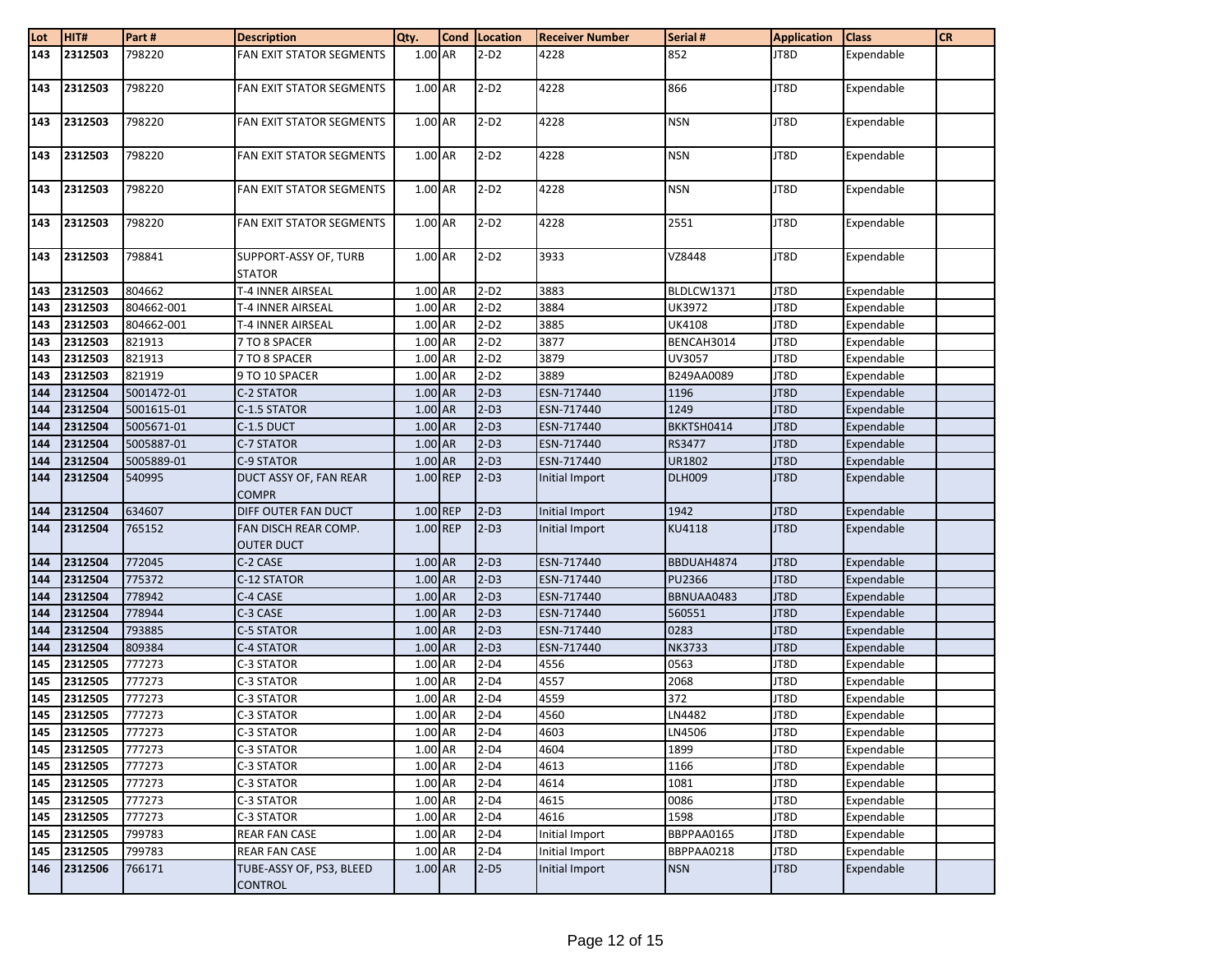| Lot | HIT# | Part # | Description | Qty. | Cond | Location | Receiver Number | Serial # | Application | Class | CR |
|---|---|---|---|---|---|---|---|---|---|---|---|
| 143 | 2312503 | 798220 | FAN EXIT STATOR SEGMENTS | 1.00 | AR | 2-D2 | 4228 | 852 | JT8D | Expendable | |
| 143 | 2312503 | 798220 | FAN EXIT STATOR SEGMENTS | 1.00 | AR | 2-D2 | 4228 | 866 | JT8D | Expendable | |
| 143 | 2312503 | 798220 | FAN EXIT STATOR SEGMENTS | 1.00 | AR | 2-D2 | 4228 | NSN | JT8D | Expendable | |
| 143 | 2312503 | 798220 | FAN EXIT STATOR SEGMENTS | 1.00 | AR | 2-D2 | 4228 | NSN | JT8D | Expendable | |
| 143 | 2312503 | 798220 | FAN EXIT STATOR SEGMENTS | 1.00 | AR | 2-D2 | 4228 | NSN | JT8D | Expendable | |
| 143 | 2312503 | 798220 | FAN EXIT STATOR SEGMENTS | 1.00 | AR | 2-D2 | 4228 | 2551 | JT8D | Expendable | |
| 143 | 2312503 | 798841 | SUPPORT-ASSY OF, TURB STATOR | 1.00 | AR | 2-D2 | 3933 | VZ8448 | JT8D | Expendable | |
| 143 | 2312503 | 804662 | T-4 INNER AIRSEAL | 1.00 | AR | 2-D2 | 3883 | BLDLCW1371 | JT8D | Expendable | |
| 143 | 2312503 | 804662-001 | T-4 INNER AIRSEAL | 1.00 | AR | 2-D2 | 3884 | UK3972 | JT8D | Expendable | |
| 143 | 2312503 | 804662-001 | T-4 INNER AIRSEAL | 1.00 | AR | 2-D2 | 3885 | UK4108 | JT8D | Expendable | |
| 143 | 2312503 | 821913 | 7 TO 8 SPACER | 1.00 | AR | 2-D2 | 3877 | BENCAH3014 | JT8D | Expendable | |
| 143 | 2312503 | 821913 | 7 TO 8 SPACER | 1.00 | AR | 2-D2 | 3879 | UV3057 | JT8D | Expendable | |
| 143 | 2312503 | 821919 | 9 TO 10 SPACER | 1.00 | AR | 2-D2 | 3889 | B249AA0089 | JT8D | Expendable | |
| 144 | 2312504 | 5001472-01 | C-2 STATOR | 1.00 | AR | 2-D3 | ESN-717440 | 1196 | JT8D | Expendable | |
| 144 | 2312504 | 5001615-01 | C-1.5 STATOR | 1.00 | AR | 2-D3 | ESN-717440 | 1249 | JT8D | Expendable | |
| 144 | 2312504 | 5005671-01 | C-1.5 DUCT | 1.00 | AR | 2-D3 | ESN-717440 | BKKTSH0414 | JT8D | Expendable | |
| 144 | 2312504 | 5005887-01 | C-7 STATOR | 1.00 | AR | 2-D3 | ESN-717440 | RS3477 | JT8D | Expendable | |
| 144 | 2312504 | 5005889-01 | C-9 STATOR | 1.00 | AR | 2-D3 | ESN-717440 | UR1802 | JT8D | Expendable | |
| 144 | 2312504 | 540995 | DUCT ASSY OF, FAN REAR COMPR | 1.00 | REP | 2-D3 | Initial Import | DLH009 | JT8D | Expendable | |
| 144 | 2312504 | 634607 | DIFF OUTER FAN DUCT | 1.00 | REP | 2-D3 | Initial Import | 1942 | JT8D | Expendable | |
| 144 | 2312504 | 765152 | FAN DISCH REAR COMP. OUTER DUCT | 1.00 | REP | 2-D3 | Initial Import | KU4118 | JT8D | Expendable | |
| 144 | 2312504 | 772045 | C-2 CASE | 1.00 | AR | 2-D3 | ESN-717440 | BBDUAH4874 | JT8D | Expendable | |
| 144 | 2312504 | 775372 | C-12 STATOR | 1.00 | AR | 2-D3 | ESN-717440 | PU2366 | JT8D | Expendable | |
| 144 | 2312504 | 778942 | C-4 CASE | 1.00 | AR | 2-D3 | ESN-717440 | BBNUAA0483 | JT8D | Expendable | |
| 144 | 2312504 | 778944 | C-3 CASE | 1.00 | AR | 2-D3 | ESN-717440 | 560551 | JT8D | Expendable | |
| 144 | 2312504 | 793885 | C-5 STATOR | 1.00 | AR | 2-D3 | ESN-717440 | 0283 | JT8D | Expendable | |
| 144 | 2312504 | 809384 | C-4 STATOR | 1.00 | AR | 2-D3 | ESN-717440 | NK3733 | JT8D | Expendable | |
| 145 | 2312505 | 777273 | C-3 STATOR | 1.00 | AR | 2-D4 | 4556 | 0563 | JT8D | Expendable | |
| 145 | 2312505 | 777273 | C-3 STATOR | 1.00 | AR | 2-D4 | 4557 | 2068 | JT8D | Expendable | |
| 145 | 2312505 | 777273 | C-3 STATOR | 1.00 | AR | 2-D4 | 4559 | 372 | JT8D | Expendable | |
| 145 | 2312505 | 777273 | C-3 STATOR | 1.00 | AR | 2-D4 | 4560 | LN4482 | JT8D | Expendable | |
| 145 | 2312505 | 777273 | C-3 STATOR | 1.00 | AR | 2-D4 | 4603 | LN4506 | JT8D | Expendable | |
| 145 | 2312505 | 777273 | C-3 STATOR | 1.00 | AR | 2-D4 | 4604 | 1899 | JT8D | Expendable | |
| 145 | 2312505 | 777273 | C-3 STATOR | 1.00 | AR | 2-D4 | 4613 | 1166 | JT8D | Expendable | |
| 145 | 2312505 | 777273 | C-3 STATOR | 1.00 | AR | 2-D4 | 4614 | 1081 | JT8D | Expendable | |
| 145 | 2312505 | 777273 | C-3 STATOR | 1.00 | AR | 2-D4 | 4615 | 0086 | JT8D | Expendable | |
| 145 | 2312505 | 777273 | C-3 STATOR | 1.00 | AR | 2-D4 | 4616 | 1598 | JT8D | Expendable | |
| 145 | 2312505 | 799783 | REAR FAN CASE | 1.00 | AR | 2-D4 | Initial Import | BBPPAA0165 | JT8D | Expendable | |
| 145 | 2312505 | 799783 | REAR FAN CASE | 1.00 | AR | 2-D4 | Initial Import | BBPPAA0218 | JT8D | Expendable | |
| 146 | 2312506 | 766171 | TUBE-ASSY OF, PS3, BLEED CONTROL | 1.00 | AR | 2-D5 | Initial Import | NSN | JT8D | Expendable | |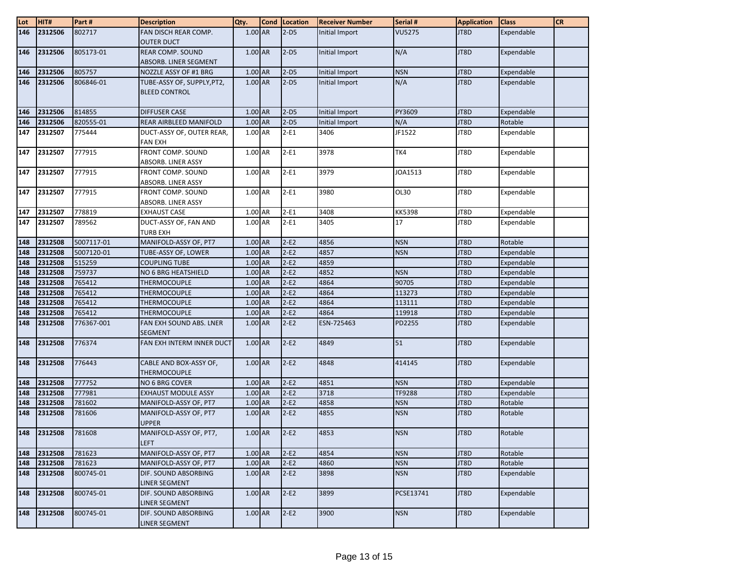| Lot | HIT# | Part # | Description | Qty. | Cond | Location | Receiver Number | Serial # | Application | Class | CR |
|---|---|---|---|---|---|---|---|---|---|---|---|
| 146 | 2312506 | 802717 | FAN DISCH REAR COMP. OUTER DUCT | 1.00 | AR | 2-D5 | Initial Import | VU5275 | JT8D | Expendable | |
| 146 | 2312506 | 805173-01 | REAR COMP. SOUND ABSORB. LINER SEGMENT | 1.00 | AR | 2-D5 | Initial Import | N/A | JT8D | Expendable | |
| 146 | 2312506 | 805757 | NOZZLE ASSY OF #1 BRG | 1.00 | AR | 2-D5 | Initial Import | NSN | JT8D | Expendable | |
| 146 | 2312506 | 806846-01 | TUBE-ASSY OF, SUPPLY,PT2, BLEED CONTROL | 1.00 | AR | 2-D5 | Initial Import | N/A | JT8D | Expendable | |
| 146 | 2312506 | 814855 | DIFFUSER CASE | 1.00 | AR | 2-D5 | Initial Import | PY3609 | JT8D | Expendable | |
| 146 | 2312506 | 820555-01 | REAR AIRBLEED MANIFOLD | 1.00 | AR | 2-D5 | Initial Import | N/A | JT8D | Rotable | |
| 147 | 2312507 | 775444 | DUCT-ASSY OF, OUTER REAR, FAN EXH | 1.00 | AR | 2-E1 | 3406 | JF1522 | JT8D | Expendable | |
| 147 | 2312507 | 777915 | FRONT COMP. SOUND ABSORB. LINER ASSY | 1.00 | AR | 2-E1 | 3978 | TK4 | JT8D | Expendable | |
| 147 | 2312507 | 777915 | FRONT COMP. SOUND ABSORB. LINER ASSY | 1.00 | AR | 2-E1 | 3979 | JOA1513 | JT8D | Expendable | |
| 147 | 2312507 | 777915 | FRONT COMP. SOUND ABSORB. LINER ASSY | 1.00 | AR | 2-E1 | 3980 | OL30 | JT8D | Expendable | |
| 147 | 2312507 | 778819 | EXHAUST CASE | 1.00 | AR | 2-E1 | 3408 | KK5398 | JT8D | Expendable | |
| 147 | 2312507 | 789562 | DUCT-ASSY OF, FAN AND TURB EXH | 1.00 | AR | 2-E1 | 3405 | 17 | JT8D | Expendable | |
| 148 | 2312508 | 5007117-01 | MANIFOLD-ASSY OF, PT7 | 1.00 | AR | 2-E2 | 4856 | NSN | JT8D | Rotable | |
| 148 | 2312508 | 5007120-01 | TUBE-ASSY OF, LOWER | 1.00 | AR | 2-E2 | 4857 | NSN | JT8D | Expendable | |
| 148 | 2312508 | 515259 | COUPLING TUBE | 1.00 | AR | 2-E2 | 4859 | | JT8D | Expendable | |
| 148 | 2312508 | 759737 | NO 6 BRG HEATSHIELD | 1.00 | AR | 2-E2 | 4852 | NSN | JT8D | Expendable | |
| 148 | 2312508 | 765412 | THERMOCOUPLE | 1.00 | AR | 2-E2 | 4864 | 90705 | JT8D | Expendable | |
| 148 | 2312508 | 765412 | THERMOCOUPLE | 1.00 | AR | 2-E2 | 4864 | 113273 | JT8D | Expendable | |
| 148 | 2312508 | 765412 | THERMOCOUPLE | 1.00 | AR | 2-E2 | 4864 | 113111 | JT8D | Expendable | |
| 148 | 2312508 | 765412 | THERMOCOUPLE | 1.00 | AR | 2-E2 | 4864 | 119918 | JT8D | Expendable | |
| 148 | 2312508 | 776367-001 | FAN EXH SOUND ABS. LNER SEGMENT | 1.00 | AR | 2-E2 | ESN-725463 | PD2255 | JT8D | Expendable | |
| 148 | 2312508 | 776374 | FAN EXH INTERM INNER DUCT | 1.00 | AR | 2-E2 | 4849 | 51 | JT8D | Expendable | |
| 148 | 2312508 | 776443 | CABLE AND BOX-ASSY OF, THERMOCOUPLE | 1.00 | AR | 2-E2 | 4848 | 414145 | JT8D | Expendable | |
| 148 | 2312508 | 777752 | NO 6 BRG COVER | 1.00 | AR | 2-E2 | 4851 | NSN | JT8D | Expendable | |
| 148 | 2312508 | 777981 | EXHAUST MODULE ASSY | 1.00 | AR | 2-E2 | 3718 | TF9288 | JT8D | Expendable | |
| 148 | 2312508 | 781602 | MANIFOLD-ASSY OF, PT7 | 1.00 | AR | 2-E2 | 4858 | NSN | JT8D | Rotable | |
| 148 | 2312508 | 781606 | MANIFOLD-ASSY OF, PT7 UPPER | 1.00 | AR | 2-E2 | 4855 | NSN | JT8D | Rotable | |
| 148 | 2312508 | 781608 | MANIFOLD-ASSY OF, PT7, LEFT | 1.00 | AR | 2-E2 | 4853 | NSN | JT8D | Rotable | |
| 148 | 2312508 | 781623 | MANIFOLD-ASSY OF, PT7 | 1.00 | AR | 2-E2 | 4854 | NSN | JT8D | Rotable | |
| 148 | 2312508 | 781623 | MANIFOLD-ASSY OF, PT7 | 1.00 | AR | 2-E2 | 4860 | NSN | JT8D | Rotable | |
| 148 | 2312508 | 800745-01 | DIF. SOUND ABSORBING LINER SEGMENT | 1.00 | AR | 2-E2 | 3898 | NSN | JT8D | Expendable | |
| 148 | 2312508 | 800745-01 | DIF. SOUND ABSORBING LINER SEGMENT | 1.00 | AR | 2-E2 | 3899 | PCSE13741 | JT8D | Expendable | |
| 148 | 2312508 | 800745-01 | DIF. SOUND ABSORBING LINER SEGMENT | 1.00 | AR | 2-E2 | 3900 | NSN | JT8D | Expendable | |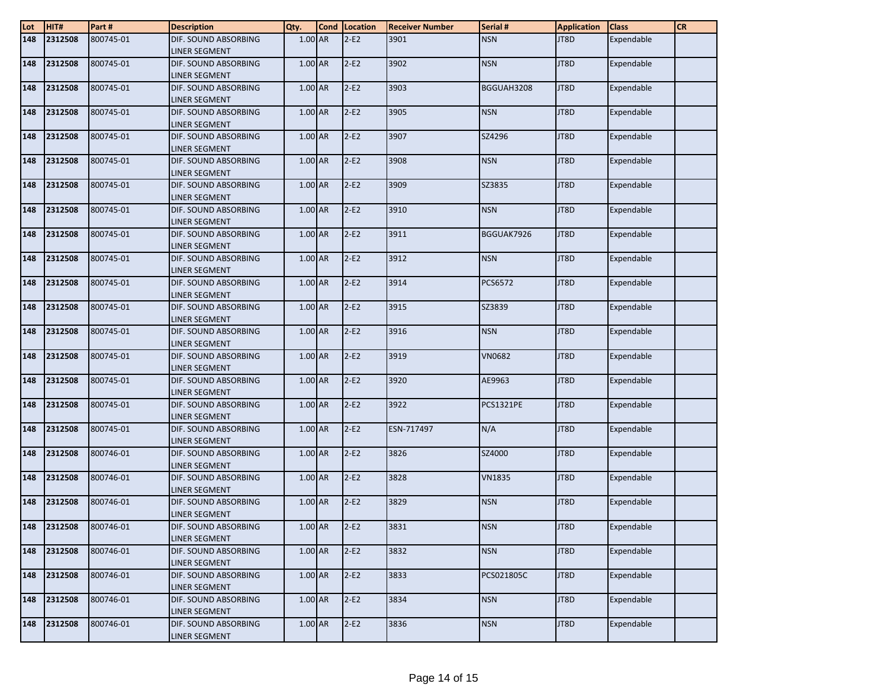| Lot | HIT# | Part # | Description | Qty. | Cond | Location | Receiver Number | Serial # | Application | Class | CR |
|---|---|---|---|---|---|---|---|---|---|---|---|
| 148 | 2312508 | 800745-01 | DIF. SOUND ABSORBING LINER SEGMENT | 1.00 | AR | 2-E2 | 3901 | NSN | JT8D | Expendable | |
| 148 | 2312508 | 800745-01 | DIF. SOUND ABSORBING LINER SEGMENT | 1.00 | AR | 2-E2 | 3902 | NSN | JT8D | Expendable | |
| 148 | 2312508 | 800745-01 | DIF. SOUND ABSORBING LINER SEGMENT | 1.00 | AR | 2-E2 | 3903 | BGGUAH3208 | JT8D | Expendable | |
| 148 | 2312508 | 800745-01 | DIF. SOUND ABSORBING LINER SEGMENT | 1.00 | AR | 2-E2 | 3905 | NSN | JT8D | Expendable | |
| 148 | 2312508 | 800745-01 | DIF. SOUND ABSORBING LINER SEGMENT | 1.00 | AR | 2-E2 | 3907 | SZ4296 | JT8D | Expendable | |
| 148 | 2312508 | 800745-01 | DIF. SOUND ABSORBING LINER SEGMENT | 1.00 | AR | 2-E2 | 3908 | NSN | JT8D | Expendable | |
| 148 | 2312508 | 800745-01 | DIF. SOUND ABSORBING LINER SEGMENT | 1.00 | AR | 2-E2 | 3909 | SZ3835 | JT8D | Expendable | |
| 148 | 2312508 | 800745-01 | DIF. SOUND ABSORBING LINER SEGMENT | 1.00 | AR | 2-E2 | 3910 | NSN | JT8D | Expendable | |
| 148 | 2312508 | 800745-01 | DIF. SOUND ABSORBING LINER SEGMENT | 1.00 | AR | 2-E2 | 3911 | BGGUAK7926 | JT8D | Expendable | |
| 148 | 2312508 | 800745-01 | DIF. SOUND ABSORBING LINER SEGMENT | 1.00 | AR | 2-E2 | 3912 | NSN | JT8D | Expendable | |
| 148 | 2312508 | 800745-01 | DIF. SOUND ABSORBING LINER SEGMENT | 1.00 | AR | 2-E2 | 3914 | PCS6572 | JT8D | Expendable | |
| 148 | 2312508 | 800745-01 | DIF. SOUND ABSORBING LINER SEGMENT | 1.00 | AR | 2-E2 | 3915 | SZ3839 | JT8D | Expendable | |
| 148 | 2312508 | 800745-01 | DIF. SOUND ABSORBING LINER SEGMENT | 1.00 | AR | 2-E2 | 3916 | NSN | JT8D | Expendable | |
| 148 | 2312508 | 800745-01 | DIF. SOUND ABSORBING LINER SEGMENT | 1.00 | AR | 2-E2 | 3919 | VN0682 | JT8D | Expendable | |
| 148 | 2312508 | 800745-01 | DIF. SOUND ABSORBING LINER SEGMENT | 1.00 | AR | 2-E2 | 3920 | AE9963 | JT8D | Expendable | |
| 148 | 2312508 | 800745-01 | DIF. SOUND ABSORBING LINER SEGMENT | 1.00 | AR | 2-E2 | 3922 | PCS1321PE | JT8D | Expendable | |
| 148 | 2312508 | 800745-01 | DIF. SOUND ABSORBING LINER SEGMENT | 1.00 | AR | 2-E2 | ESN-717497 | N/A | JT8D | Expendable | |
| 148 | 2312508 | 800746-01 | DIF. SOUND ABSORBING LINER SEGMENT | 1.00 | AR | 2-E2 | 3826 | SZ4000 | JT8D | Expendable | |
| 148 | 2312508 | 800746-01 | DIF. SOUND ABSORBING LINER SEGMENT | 1.00 | AR | 2-E2 | 3828 | VN1835 | JT8D | Expendable | |
| 148 | 2312508 | 800746-01 | DIF. SOUND ABSORBING LINER SEGMENT | 1.00 | AR | 2-E2 | 3829 | NSN | JT8D | Expendable | |
| 148 | 2312508 | 800746-01 | DIF. SOUND ABSORBING LINER SEGMENT | 1.00 | AR | 2-E2 | 3831 | NSN | JT8D | Expendable | |
| 148 | 2312508 | 800746-01 | DIF. SOUND ABSORBING LINER SEGMENT | 1.00 | AR | 2-E2 | 3832 | NSN | JT8D | Expendable | |
| 148 | 2312508 | 800746-01 | DIF. SOUND ABSORBING LINER SEGMENT | 1.00 | AR | 2-E2 | 3833 | PCS021805C | JT8D | Expendable | |
| 148 | 2312508 | 800746-01 | DIF. SOUND ABSORBING LINER SEGMENT | 1.00 | AR | 2-E2 | 3834 | NSN | JT8D | Expendable | |
| 148 | 2312508 | 800746-01 | DIF. SOUND ABSORBING LINER SEGMENT | 1.00 | AR | 2-E2 | 3836 | NSN | JT8D | Expendable | |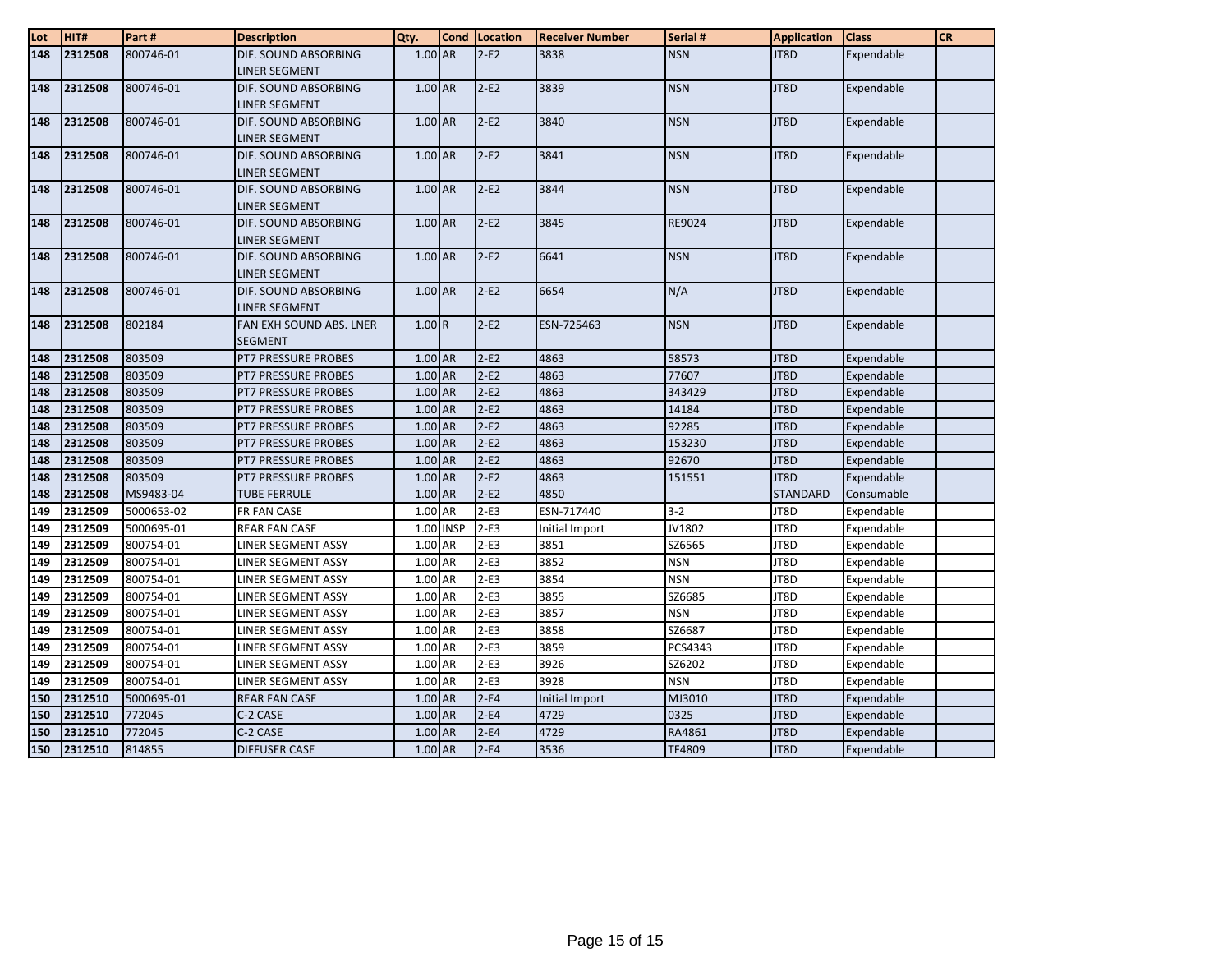| Lot | HIT# | Part # | Description | Qty. | Cond | Location | Receiver Number | Serial # | Application | Class | CR |
|---|---|---|---|---|---|---|---|---|---|---|---|
| 148 | 2312508 | 800746-01 | DIF. SOUND ABSORBING LINER SEGMENT | 1.00 | AR | 2-E2 | 3838 | NSN | JT8D | Expendable | |
| 148 | 2312508 | 800746-01 | DIF. SOUND ABSORBING LINER SEGMENT | 1.00 | AR | 2-E2 | 3839 | NSN | JT8D | Expendable | |
| 148 | 2312508 | 800746-01 | DIF. SOUND ABSORBING LINER SEGMENT | 1.00 | AR | 2-E2 | 3840 | NSN | JT8D | Expendable | |
| 148 | 2312508 | 800746-01 | DIF. SOUND ABSORBING LINER SEGMENT | 1.00 | AR | 2-E2 | 3841 | NSN | JT8D | Expendable | |
| 148 | 2312508 | 800746-01 | DIF. SOUND ABSORBING LINER SEGMENT | 1.00 | AR | 2-E2 | 3844 | NSN | JT8D | Expendable | |
| 148 | 2312508 | 800746-01 | DIF. SOUND ABSORBING LINER SEGMENT | 1.00 | AR | 2-E2 | 3845 | RE9024 | JT8D | Expendable | |
| 148 | 2312508 | 800746-01 | DIF. SOUND ABSORBING LINER SEGMENT | 1.00 | AR | 2-E2 | 6641 | NSN | JT8D | Expendable | |
| 148 | 2312508 | 800746-01 | DIF. SOUND ABSORBING LINER SEGMENT | 1.00 | AR | 2-E2 | 6654 | N/A | JT8D | Expendable | |
| 148 | 2312508 | 802184 | FAN EXH SOUND ABS. LNER SEGMENT | 1.00 | R | 2-E2 | ESN-725463 | NSN | JT8D | Expendable | |
| 148 | 2312508 | 803509 | PT7 PRESSURE PROBES | 1.00 | AR | 2-E2 | 4863 | 58573 | JT8D | Expendable | |
| 148 | 2312508 | 803509 | PT7 PRESSURE PROBES | 1.00 | AR | 2-E2 | 4863 | 77607 | JT8D | Expendable | |
| 148 | 2312508 | 803509 | PT7 PRESSURE PROBES | 1.00 | AR | 2-E2 | 4863 | 343429 | JT8D | Expendable | |
| 148 | 2312508 | 803509 | PT7 PRESSURE PROBES | 1.00 | AR | 2-E2 | 4863 | 14184 | JT8D | Expendable | |
| 148 | 2312508 | 803509 | PT7 PRESSURE PROBES | 1.00 | AR | 2-E2 | 4863 | 92285 | JT8D | Expendable | |
| 148 | 2312508 | 803509 | PT7 PRESSURE PROBES | 1.00 | AR | 2-E2 | 4863 | 153230 | JT8D | Expendable | |
| 148 | 2312508 | 803509 | PT7 PRESSURE PROBES | 1.00 | AR | 2-E2 | 4863 | 92670 | JT8D | Expendable | |
| 148 | 2312508 | 803509 | PT7 PRESSURE PROBES | 1.00 | AR | 2-E2 | 4863 | 151551 | JT8D | Expendable | |
| 148 | 2312508 | MS9483-04 | TUBE FERRULE | 1.00 | AR | 2-E2 | 4850 | | STANDARD | Consumable | |
| 149 | 2312509 | 5000653-02 | FR FAN CASE | 1.00 | AR | 2-E3 | ESN-717440 | 3-2 | JT8D | Expendable | |
| 149 | 2312509 | 5000695-01 | REAR FAN CASE | 1.00 | INSP | 2-E3 | Initial Import | JV1802 | JT8D | Expendable | |
| 149 | 2312509 | 800754-01 | LINER SEGMENT ASSY | 1.00 | AR | 2-E3 | 3851 | SZ6565 | JT8D | Expendable | |
| 149 | 2312509 | 800754-01 | LINER SEGMENT ASSY | 1.00 | AR | 2-E3 | 3852 | NSN | JT8D | Expendable | |
| 149 | 2312509 | 800754-01 | LINER SEGMENT ASSY | 1.00 | AR | 2-E3 | 3854 | NSN | JT8D | Expendable | |
| 149 | 2312509 | 800754-01 | LINER SEGMENT ASSY | 1.00 | AR | 2-E3 | 3855 | SZ6685 | JT8D | Expendable | |
| 149 | 2312509 | 800754-01 | LINER SEGMENT ASSY | 1.00 | AR | 2-E3 | 3857 | NSN | JT8D | Expendable | |
| 149 | 2312509 | 800754-01 | LINER SEGMENT ASSY | 1.00 | AR | 2-E3 | 3858 | SZ6687 | JT8D | Expendable | |
| 149 | 2312509 | 800754-01 | LINER SEGMENT ASSY | 1.00 | AR | 2-E3 | 3859 | PCS4343 | JT8D | Expendable | |
| 149 | 2312509 | 800754-01 | LINER SEGMENT ASSY | 1.00 | AR | 2-E3 | 3926 | SZ6202 | JT8D | Expendable | |
| 149 | 2312509 | 800754-01 | LINER SEGMENT ASSY | 1.00 | AR | 2-E3 | 3928 | NSN | JT8D | Expendable | |
| 150 | 2312510 | 5000695-01 | REAR FAN CASE | 1.00 | AR | 2-E4 | Initial Import | MJ3010 | JT8D | Expendable | |
| 150 | 2312510 | 772045 | C-2 CASE | 1.00 | AR | 2-E4 | 4729 | 0325 | JT8D | Expendable | |
| 150 | 2312510 | 772045 | C-2 CASE | 1.00 | AR | 2-E4 | 4729 | RA4861 | JT8D | Expendable | |
| 150 | 2312510 | 814855 | DIFFUSER CASE | 1.00 | AR | 2-E4 | 3536 | TF4809 | JT8D | Expendable | |